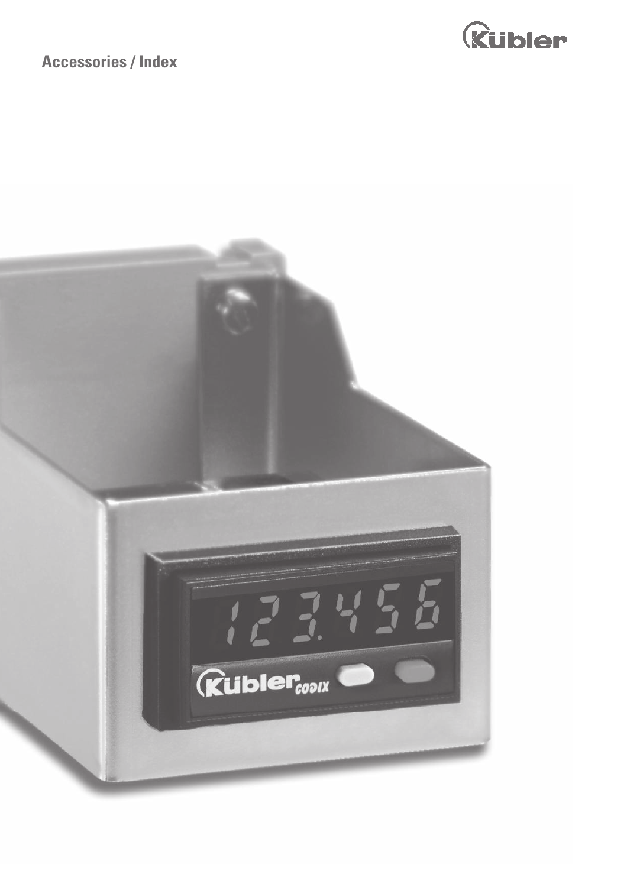# Accessories / Index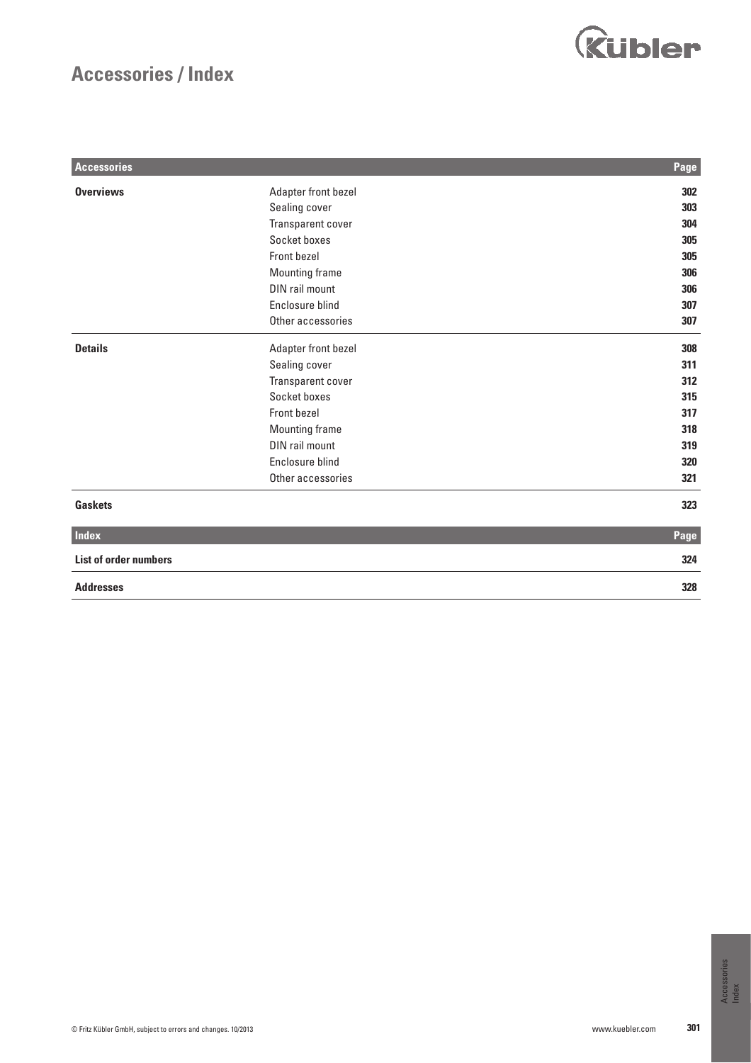# Accessories / Index

| Accessories | | Page |
|---|---|---|
| **Overviews** | Adapter front bezel | **302** |
| | Sealing cover | **303** |
| | Transparent cover | **304** |
| | Socket boxes | **305** |
| | Front bezel | **305** |
| | Mounting frame | **306** |
| | DIN rail mount | **306** |
| | Enclosure blind | **307** |
| | Other accessories | **307** |
| **Details** | Adapter front bezel | **308** |
| | Sealing cover | **311** |
| | Transparent cover | **312** |
| | Socket boxes | **315** |
| | Front bezel | **317** |
| | Mounting frame | **318** |
| | DIN rail mount | **319** |
| | Enclosure blind | **320** |
| | Other accessories | **321** |
| **Gaskets** | | **323** |

| Index | Page |
|---|---|
| **List of order numbers** | **324** |
| **Addresses** | **328** |

© Fritz Kübler GmbH, subject to errors and changes. 10/2013

www.kuebler.com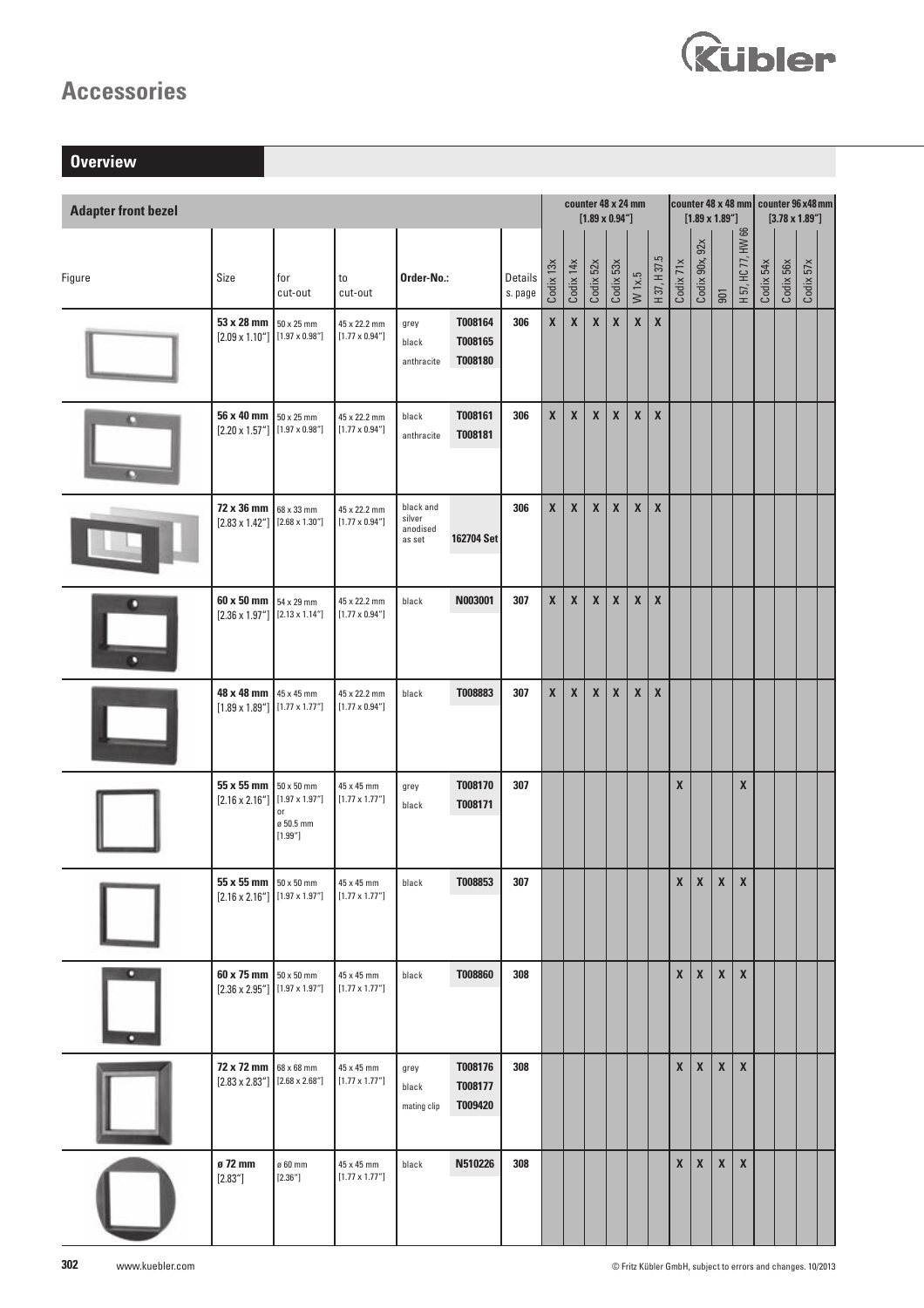# Accessories

## Overview

| Adapter front bezel | | | | | | | counter 48 x 24 mm [1.89 x 0.94"] | | | | | | counter 48 x 48 mm [1.89 x 1.89"] | | | | counter 96 x 48 mm [3.78 x 1.89"] | | |
|---|---|---|---|---|---|---|---|---|---|---|---|---|---|---|---|---|---|---|---|
| Figure | Size | for cut-out | to cut-out | Order-No.: | | Details s. page | Codix 13x | Codix 14x | Codix 52x | Codix 53x | W 1x.5 | H 37, H 37.5 | Codix 71x | Codix 90x, 92x | 901 | H 57, HC 77, HW 66 | Codix 54x | Codix 56x | Codix 57x |
| | **53 x 28 mm** [2.09 x 1.10"] | 50 x 25 mm [1.97 x 0.98"] | 45 x 22.2 mm [1.77 x 0.94"] | grey<br>black<br>anthracite | **T008164**<br>**T008165**<br>**T008180** | **306** | X | X | X | X | X | X | | | | | | | |
| | **56 x 40 mm** [2.20 x 1.57"] | 50 x 25 mm [1.97 x 0.98"] | 45 x 22.2 mm [1.77 x 0.94"] | black<br>anthracite | **T008161**<br>**T008181** | **306** | X | X | X | X | X | X | | | | | | | |
| | **72 x 36 mm** [2.83 x 1.42"] | 68 x 33 mm [2.68 x 1.30"] | 45 x 22.2 mm [1.77 x 0.94"] | black and silver anodised as set | **162704 Set** | **306** | X | X | X | X | X | X | | | | | | | |
| | **60 x 50 mm** [2.36 x 1.97"] | 54 x 29 mm [2.13 x 1.14"] | 45 x 22.2 mm [1.77 x 0.94"] | black | **N003001** | **307** | X | X | X | X | X | X | | | | | | | |
| | **48 x 48 mm** [1.89 x 1.89"] | 45 x 45 mm [1.77 x 1.77"] | 45 x 22.2 mm [1.77 x 0.94"] | black | **T008883** | **307** | X | X | X | X | X | X | | | | | | | |
| | **55 x 55 mm** [2.16 x 2.16"] | 50 x 50 mm [1.97 x 1.97"] or ø 50.5 mm [1.99"] | 45 x 45 mm [1.77 x 1.77"] | grey<br>black | **T008170**<br>**T008171** | **307** | | | | | | | X | | | X | | | |
| | **55 x 55 mm** [2.16 x 2.16"] | 50 x 50 mm [1.97 x 1.97"] | 45 x 45 mm [1.77 x 1.77"] | black | **T008853** | **307** | | | | | | | X | X | X | X | | | |
| | **60 x 75 mm** [2.36 x 2.95"] | 50 x 50 mm [1.97 x 1.97"] | 45 x 45 mm [1.77 x 1.77"] | black | **T008860** | **308** | | | | | | | X | X | X | X | | | |
| | **72 x 72 mm** [2.83 x 2.83"] | 68 x 68 mm [2.68 x 2.68"] | 45 x 45 mm [1.77 x 1.77"] | grey<br>black<br>mating clip | **T008176**<br>**T008177**<br>**T009420** | **308** | | | | | | | X | X | X | X | | | |
| | **ø 72 mm** [2.83"] | ø 60 mm [2.36"] | 45 x 45 mm [1.77 x 1.77"] | black | **N510226** | **308** | | | | | | | X | X | X | X | | | |

www.kuebler.com

© Fritz Kübler GmbH, subject to errors and changes. 10/2013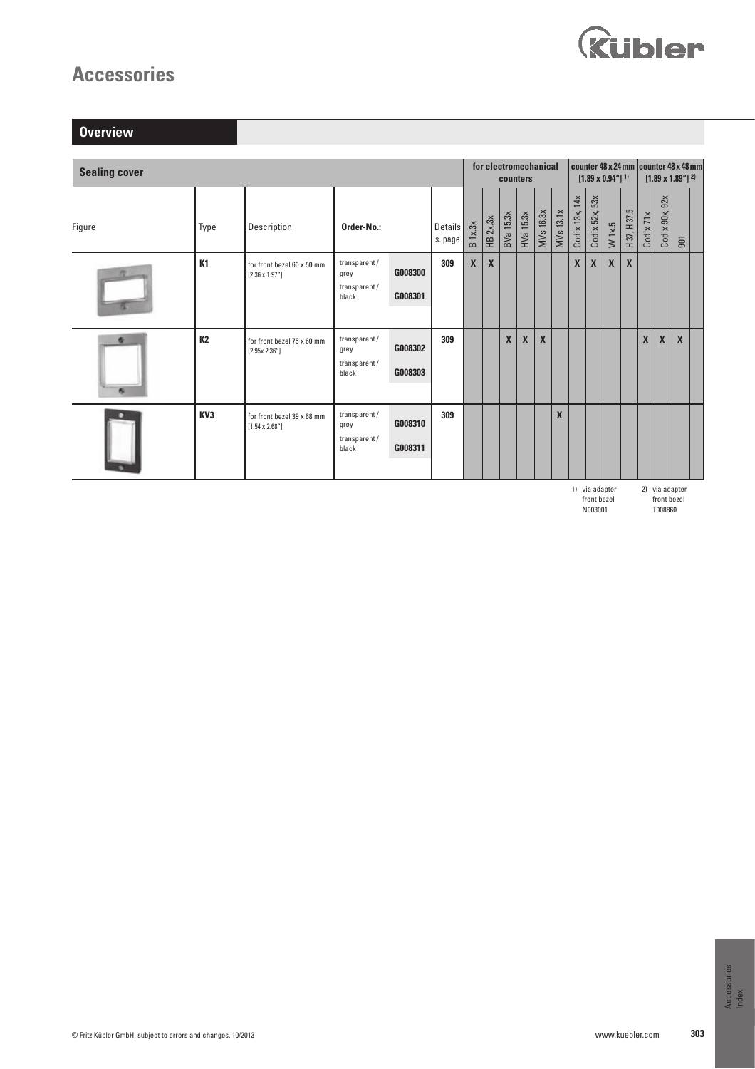# Accessories

## Overview

| Sealing cover | | | | | | for electromechanical counters | | | | | | counter 48 x 24 mm [1.89 x 0.94"] 1) | | | | counter 48 x 48 mm [1.89 x 1.89"] 2) | | |
|---|---|---|---|---|---|---|---|---|---|---|---|---|---|---|---|---|---|---|
| Figure | Type | Description | Order-No.: | | Details s. page | B 1x.3x | HB 2x.3x | BVa 15.3x | HVa 15.3x | MVs 16.3x | MVs 13.1x | Codix 13x, 14x | Codix 52x, 53x | W 1x.5 | H 37, H 37.5 | Codix 71x | Codix 90x, 92x | 901 |
| | **K1** | for front bezel 60 x 50 mm [2.36 x 1.97"] | transparent / grey<br>transparent / black | **G008300**<br>**G008301** | **309** | **X** | **X** | | | | | **X** | **X** | **X** | **X** | | | |
| | **K2** | for front bezel 75 x 60 mm [2.95x 2.36"] | transparent / grey<br>transparent / black | **G008302**<br>**G008303** | **309** | | | **X** | **X** | **X** | | | | | | **X** | **X** | **X** |
| | **KV3** | for front bezel 39 x 68 mm [1.54 x 2.68"] | transparent / grey<br>transparent / black | **G008310**<br>**G008311** | **309** | | | | | | **X** | | | | | | | |

1) via adapter front bezel N003001

2) via adapter front bezel T008860

© Fritz Kübler GmbH, subject to errors and changes. 10/2013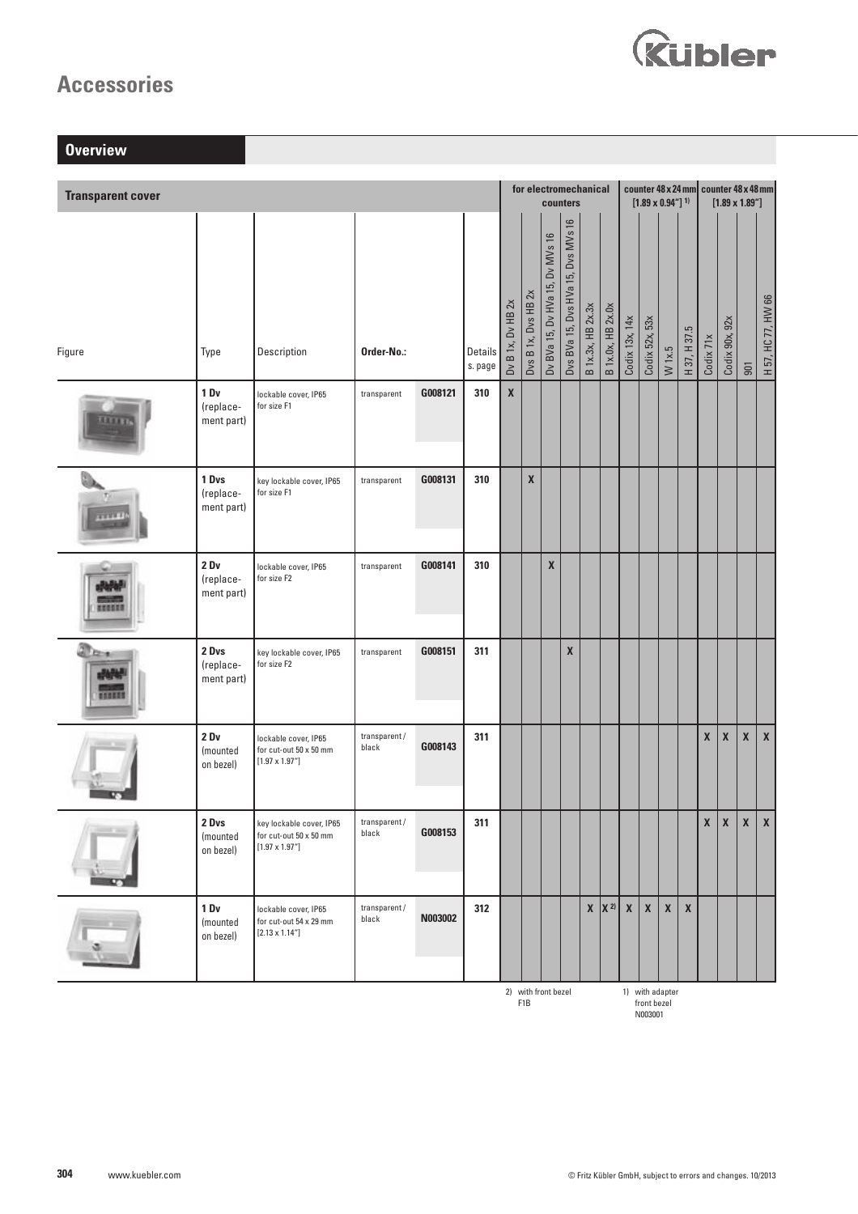# Accessories

## Overview

| Transparent cover | | | | | | for electromechanical counters | | | | | | counter 48 x 24 mm [1.89 x 0.94"] 1) | | | | counter 48 x 48 mm [1.89 x 1.89"] | | | |
|---|---|---|---|---|---|---|---|---|---|---|---|---|---|---|---|---|---|---|---|
| Figure | Type | Description | Order-No.: | | Details s. page | Dv B 1x, Dv HB 2x | Dvs B 1x, Dvs HB 2x | Dv BVa 15, Dv HVa 15, Dv MVs 16 | Dvs BVa 15, Dvs HVa 15, Dvs MVs 16 | B 1x.3x, HB 2x.3x | B 1x.0x, HB 2x.0x | Codix 13x, 14x | Codix 52x, 53x | W 1x.5 | H 37, H 37.5 | Codix 71x | Codix 90x, 92x | 901 | H 57, HC 77, HW 66 |
| | 1 Dv (replacement part) | lockable cover, IP65 for size F1 | transparent | G008121 | 310 | X | | | | | | | | | | | | | |
| | 1 Dvs (replacement part) | key lockable cover, IP65 for size F1 | transparent | G008131 | 310 | | X | | | | | | | | | | | | |
| | 2 Dv (replacement part) | lockable cover, IP65 for size F2 | transparent | G008141 | 310 | | | X | | | | | | | | | | | |
| | 2 Dvs (replacement part) | key lockable cover, IP65 for size F2 | transparent | G008151 | 311 | | | | X | | | | | | | | | | |
| | 2 Dv (mounted on bezel) | lockable cover, IP65 for cut-out 50 x 50 mm [1.97 x 1.97"] | transparent / black | G008143 | 311 | | | | | | | | | | | X | X | X | X |
| | 2 Dvs (mounted on bezel) | key lockable cover, IP65 for cut-out 50 x 50 mm [1.97 x 1.97"] | transparent / black | G008153 | 311 | | | | | | | | | | | X | X | X | X |
| | 1 Dv (mounted on bezel) | lockable cover, IP65 for cut-out 54 x 29 mm [2.13 x 1.14"] | transparent / black | N003002 | 312 | | | | | X | X 2) | X | X | X | X | | | | |

2) with front bezel F1B

1) with adapter front bezel N003001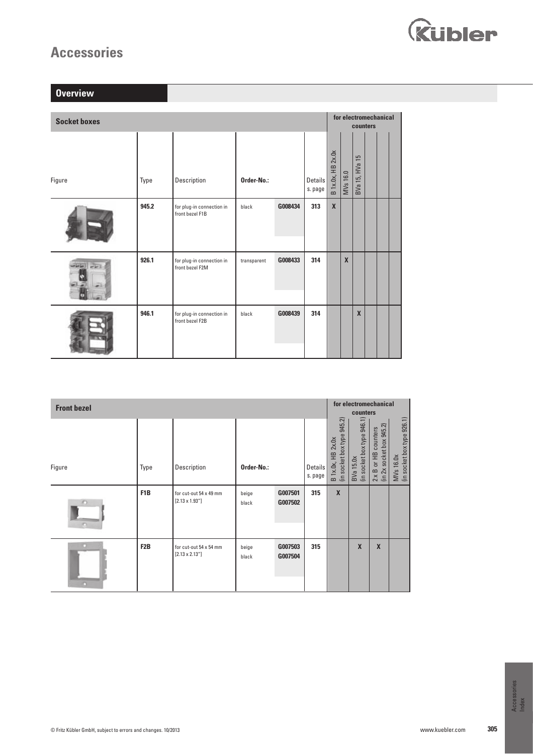# Accessories

## Overview

| Socket boxes | | | | | | for electromechanical counters | | | | | |
|---|---|---|---|---|---|---|---|---|---|---|---|
| Figure | Type | Description | Order-No.: | | Details s. page | B 1x.0x, HB 2x.0x | MVs 16.0 | BVa 15, HVa 15 | | | |
| | 945.2 | for plug-in connection in front bezel F1B | black | G008434 | 313 | X | | | | | |
| | 926.1 | for plug-in connection in front bezel F2M | transparent | G008433 | 314 | | X | | | | |
| | 946.1 | for plug-in connection in front bezel F2B | black | G008439 | 314 | | | X | | | |

| Front bezel | | | | | | for electromechanical counters | | | |
|---|---|---|---|---|---|---|---|---|---|
| Figure | Type | Description | Order-No.: | | Details s. page | B 1x.0x, HB 2x.0x (in socket box type 945.2) | BVa 15.0x (in socket box type 946.1) | 2 x B or HB counters (in 2x socket box 945.2) | MVs 16.0x (in socket box type 926.1) |
| | F1B | for cut-out 54 x 49 mm [2.13 x 1.93"] | beige<br>black | G007501<br>G007502 | 315 | X | | | |
| | F2B | for cut-out 54 x 54 mm [2.13 x 2.13"] | beige<br>black | G007503<br>G007504 | 315 | | X | X | |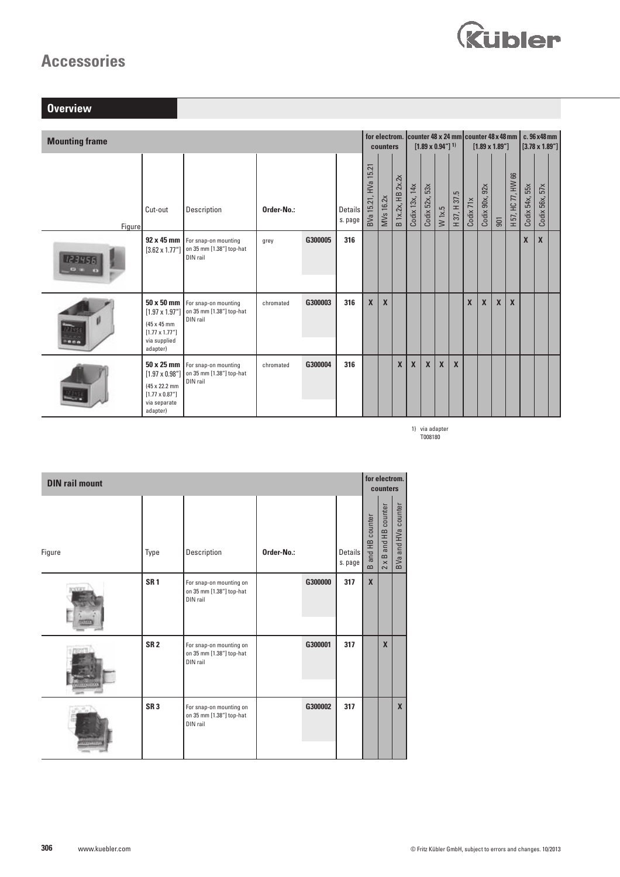# Accessories

## Overview

| Mounting frame | | | | | | for electrom. counters | | | counter 48 x 24 mm [1.89 x 0.94"] 1) | | | | counter 48 x 48 mm [1.89 x 1.89"] | | | | c. 96 x 48 mm [3.78 x 1.89"] | |
|---|---|---|---|---|---|---|---|---|---|---|---|---|---|---|---|---|---|---|
| Figure | Cut-out | Description | Order-No.: | | Details s. page | BVa 15.21, HVa 15.21 | MVs 16.2x | B 1x.2x, HB 2x.2x | Codix 13x, 14x | Codix 52x, 53x | W 1x.5 | H 37, H 37.5 | Codix 71x | Codix 90x, 92x | 901 | H 57, HC 77, HW 66 | Codix 54x, 55x | Codix 56x, 57x |
| | **92 x 45 mm** [3.62 x 1.77"] | For snap-on mounting on 35 mm [1.38"] top-hat DIN rail | grey | **G300005** | **316** | | | | | | | | | | | | **X** | **X** |
| | **50 x 50 mm** [1.97 x 1.97"] (45 x 45 mm [1.77 x 1.77"] via supplied adapter) | For snap-on mounting on 35 mm [1.38"] top-hat DIN rail | chromated | **G300003** | **316** | **X** | **X** | | | | | | **X** | **X** | **X** | **X** | | |
| | **50 x 25 mm** [1.97 x 0.98"] (45 x 22.2 mm [1.77 x 0.87"] via separate adapter) | For snap-on mounting on 35 mm [1.38"] top-hat DIN rail | chromated | **G300004** | **316** | | | **X** | **X** | **X** | **X** | **X** | | | | | | |

1) via adapter T008180

| DIN rail mount | | | | | | for electrom. counters | | |
|---|---|---|---|---|---|---|---|---|
| Figure | Type | Description | Order-No.: | | Details s. page | B and HB counter | 2 x B and HB counter | BVa and HVa counter |
| | **SR 1** | For snap-on mounting on on 35 mm [1.38"] top-hat DIN rail | | **G300000** | **317** | **X** | | |
| | **SR 2** | For snap-on mounting on on 35 mm [1.38"] top-hat DIN rail | | **G300001** | **317** | | **X** | |
| | **SR 3** | For snap-on mounting on on 35 mm [1.38"] top-hat DIN rail | | **G300002** | **317** | | | **X** |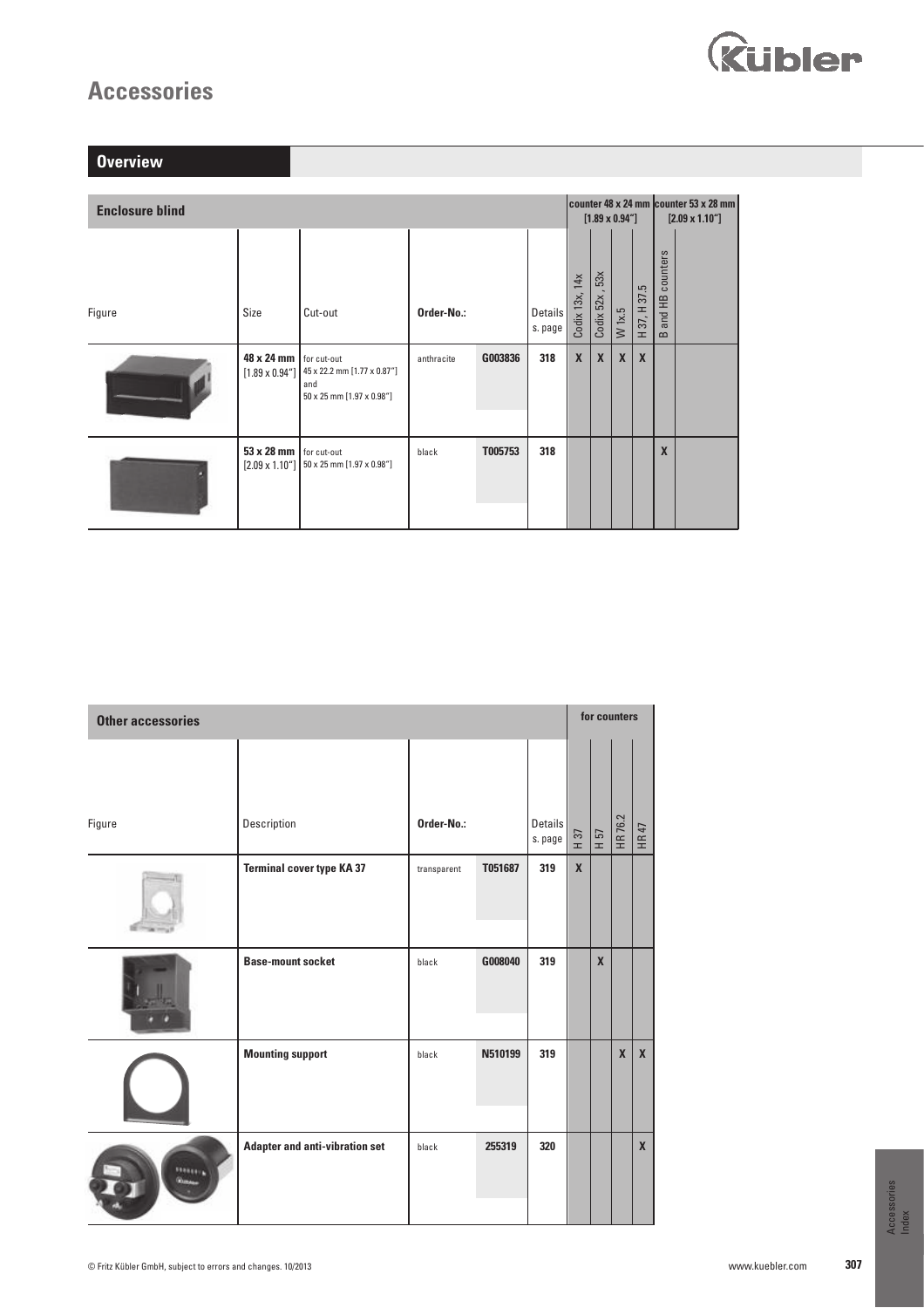# Accessories

## Overview

| Enclosure blind | | | | | | counter 48 x 24 mm [1.89 x 0.94"] | | | | counter 53 x 28 mm [2.09 x 1.10"] | |
|---|---|---|---|---|---|---|---|---|---|---|---|
| Figure | Size | Cut-out | Order-No.: | | Details s. page | Codix 13x, 14x | Codix 52x , 53x | W 1x.5 | H 37, H 37.5 | B and HB counters | |
| | 48 x 24 mm [1.89 x 0.94"] | for cut-out 45 x 22.2 mm [1.77 x 0.87"] and 50 x 25 mm [1.97 x 0.98"] | anthracite | G003836 | 318 | X | X | X | X | | |
| | 53 x 28 mm [2.09 x 1.10"] | for cut-out 50 x 25 mm [1.97 x 0.98"] | black | T005753 | 318 | | | | | X | |

| Other accessories | | | | | for counters | | | |
|---|---|---|---|---|---|---|---|---|
| Figure | Description | Order-No.: | | Details s. page | H 37 | H 57 | HR 76.2 | HR 47 |
| | Terminal cover type KA 37 | transparent | T051687 | 319 | X | | | |
| | Base-mount socket | black | G008040 | 319 | | X | | |
| | Mounting support | black | N510199 | 319 | | | X | X |
| | Adapter and anti-vibration set | black | 255319 | 320 | | | | X |

© Fritz Kübler GmbH, subject to errors and changes. 10/2013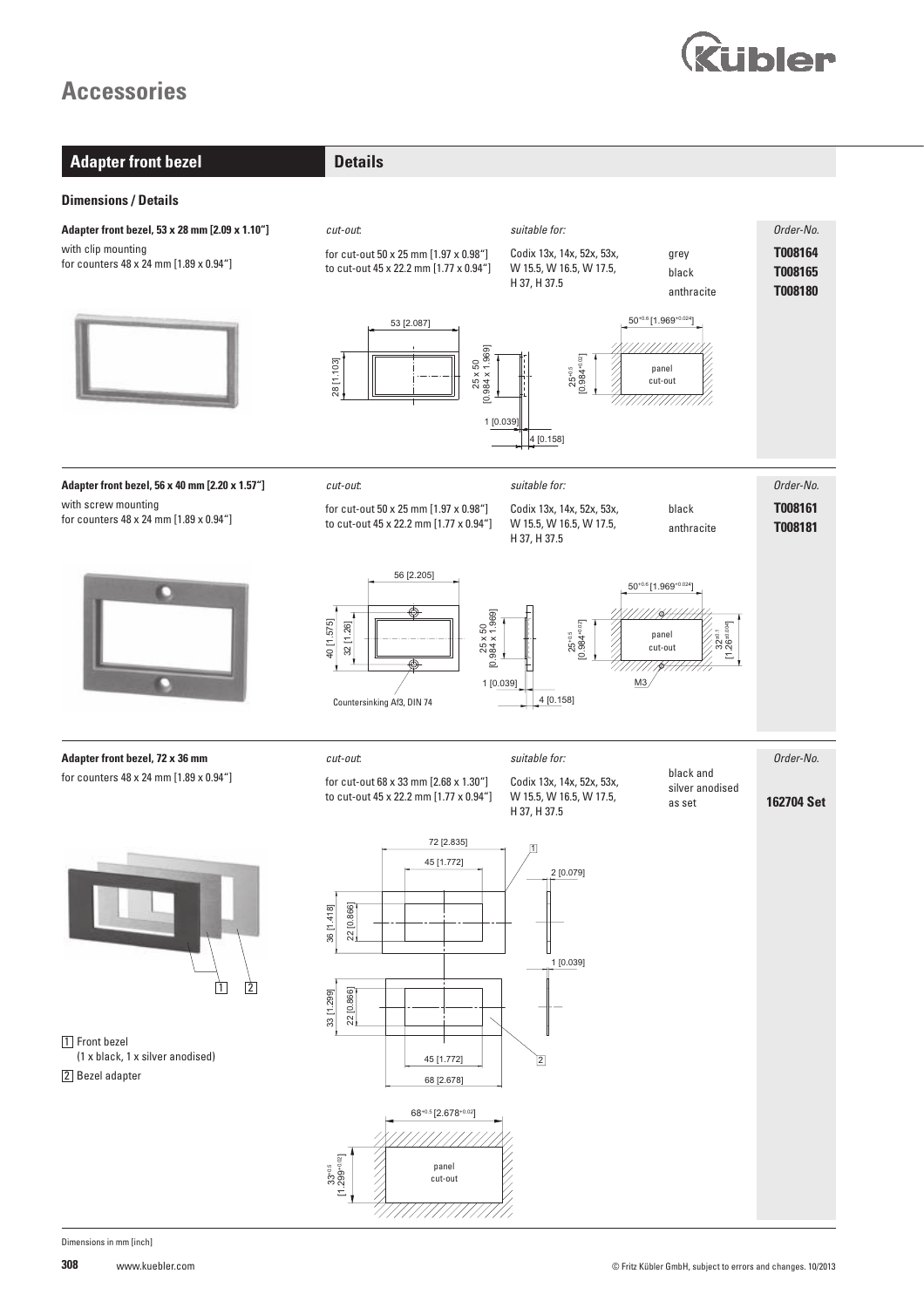# Accessories

## Adapter front bezel — Details

### Dimensions / Details

**Adapter front bezel, 53 x 28 mm [2.09 x 1.10"]**

with clip mounting
for counters 48 x 24 mm [1.89 x 0.94"]

| cut-out: | suitable for: | | Order-No. |
|---|---|---|---|
| for cut-out 50 x 25 mm [1.97 x 0.98"] to cut-out 45 x 22.2 mm [1.77 x 0.94"] | Codix 13x, 14x, 52x, 53x, W 15.5, W 16.5, W 17.5, H 37, H 37.5 | grey | **T008164** |
| | | black | **T008165** |
| | | anthracite | **T008180** |

53 [2.087]
28 [1.103]
25 x 50
[0.984 x 1.969]
1 [0.039]
4 [0.158]
$25^{+0.5}$
$[0.984^{+0.02}]$
$50^{+0.6}$ $[1.969^{+0.024}]$
panel cut-out

**Adapter front bezel, 56 x 40 mm [2.20 x 1.57"]**

with screw mounting
for counters 48 x 24 mm [1.89 x 0.94"]

| cut-out: | suitable for: | | Order-No. |
|---|---|---|---|
| for cut-out 50 x 25 mm [1.97 x 0.98"] to cut-out 45 x 22.2 mm [1.77 x 0.94"] | Codix 13x, 14x, 52x, 53x, W 15.5, W 16.5, W 17.5, H 37, H 37.5 | black | **T008161** |
| | | anthracite | **T008181** |

56 [2.205]
40 [1.575]
32 [1.26]
25 x 50
[0.984 x 1.969]
1 [0.039]
4 [0.158]
Countersinking Af3, DIN 74
$25^{+0.5}$
$[0.984^{+0.02}]$
$50^{+0.6}$ $[1.969^{+0.024}]$
$32^{\pm0.1}$
$[1.26^{\pm0.004}]$
panel cut-out
M3

**Adapter front bezel, 72 x 36 mm**

for counters 48 x 24 mm [1.89 x 0.94"]

| cut-out: | suitable for: | | Order-No. |
|---|---|---|---|
| for cut-out 68 x 33 mm [2.68 x 1.30"] to cut-out 45 x 22.2 mm [1.77 x 0.94"] | Codix 13x, 14x, 52x, 53x, W 15.5, W 16.5, W 17.5, H 37, H 37.5 | black and silver anodised as set | **162704 Set** |

1 Front bezel
(1 x black, 1 x silver anodised)
2 Bezel adapter

72 [2.835]
45 [1.772]
36 [1.418]
22 [0.866]
2 [0.079]
1 [0.039]
33 [1.299]
22 [0.866]
45 [1.772]
68 [2.678]
$68^{+0.5}$ $[2.678^{+0.02}]$
$33^{+0.5}$
$[1.299^{+0.02}]$
panel cut-out

Dimensions in mm [inch]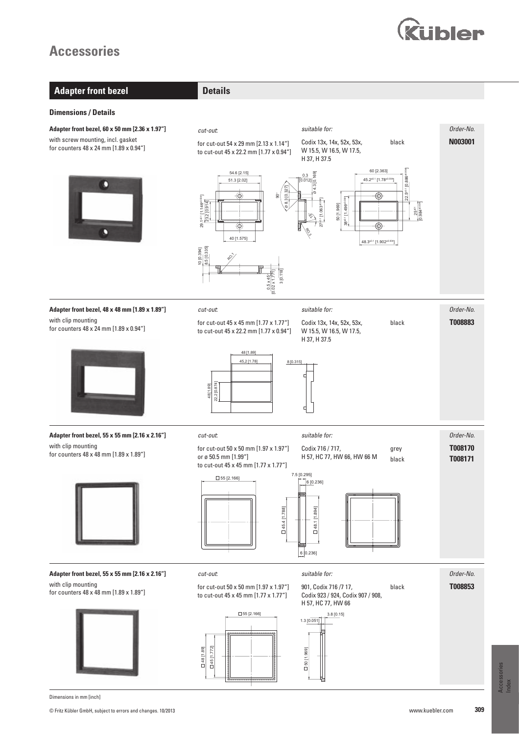# Accessories

## Adapter front bezel

### Details

### Dimensions / Details

**Adapter front bezel, 60 x 50 mm [2.36 x 1.97"]**

with screw mounting, incl. gasket
for counters 48 x 24 mm [1.89 x 0.94"]

*cut-out:*
for cut-out 54 x 29 mm [2.13 x 1.14"]
to cut-out 45 x 22.2 mm [1.77 x 0.94"]

*suitable for:*
Codix 13x, 14x, 52x, 53x, W 15.5, W 16.5, W 17.5, H 37, H 37.5

black

*Order-No.*
**N003001**

54.6 [2.15]
51.3 [2.02]
29.1±0.1 [1.146±0.004]
23.2 [0.914]
40 [1.575]
10 [0.394]
8.5 [0.335]
R0.1
0.5 x 45° [0.02 x 1.771]
3 [0.118]
90°
ø 8.3 [0.327]
0.3 [0.012]
ø 4.3 [0.169]
27±0.1 [1.063±0.004]
45°
R0.3
60 [2.363]
45.2±0.1 [1.78±0.004]
22.5±0.1 [0.886±0.004]
50 [1.969]
38±0.1 [1.496±0.004]
25±0.1 [0.984±0.004]
48.3±0.1 [1.902±0.004]

**Adapter front bezel, 48 x 48 mm [1.89 x 1.89"]**

with clip mounting
for counters 48 x 24 mm [1.89 x 0.94"]

*cut-out:*
for cut-out 45 x 45 mm [1.77 x 1.77"]
to cut-out 45 x 22.2 mm [1.77 x 0.94"]

*suitable for:*
Codix 13x, 14x, 52x, 53x, W 15.5, W 16.5, W 17.5, H 37, H 37.5

black

*Order-No.*
**T008883**

48 [1.89]
45.2 [1.78]
48 [1.89]
22.2 [0.874]
8 [0.315]

**Adapter front bezel, 55 x 55 mm [2.16 x 2.16"]**

with clip mounting
for counters 48 x 48 mm [1.89 x 1.89"]

*cut-out:*
for cut-out 50 x 50 mm [1.97 x 1.97"]
or ø 50.5 mm [1.99"]
to cut-out 45 x 45 mm [1.77 x 1.77"]

*suitable for:*
Codix 716 / 717, H 57, HC 77, HW 66, HW 66 M

grey
black

*Order-No.*
**T008170**
**T008171**

☐ 55 [2.166]
7.5 [0.295]
6 [0.236]
☐ 45.4 [1.788]
☐ 48.1 [1.894]
6 [0.236]

**Adapter front bezel, 55 x 55 mm [2.16 x 2.16"]**

with clip mounting
for counters 48 x 48 mm [1.89 x 1.89"]

*cut-out:*
for cut-out 50 x 50 mm [1.97 x 1.97"]
to cut-out 45 x 45 mm [1.77 x 1.77"]

*suitable for:*
901, Codix 716 /7 17, Codix 923 / 924, Codix 907 / 908, H 57, HC 77, HW 66

black

*Order-No.*
**T008853**

☐ 55 [2.166]
3.8 [0.15]
1.3 [0.051]
☐ 48 [1.89]
☐ 45 [1.772]
☐ 50 [1.969]

Dimensions in mm [inch]

© Fritz Kübler GmbH, subject to errors and changes. 10/2013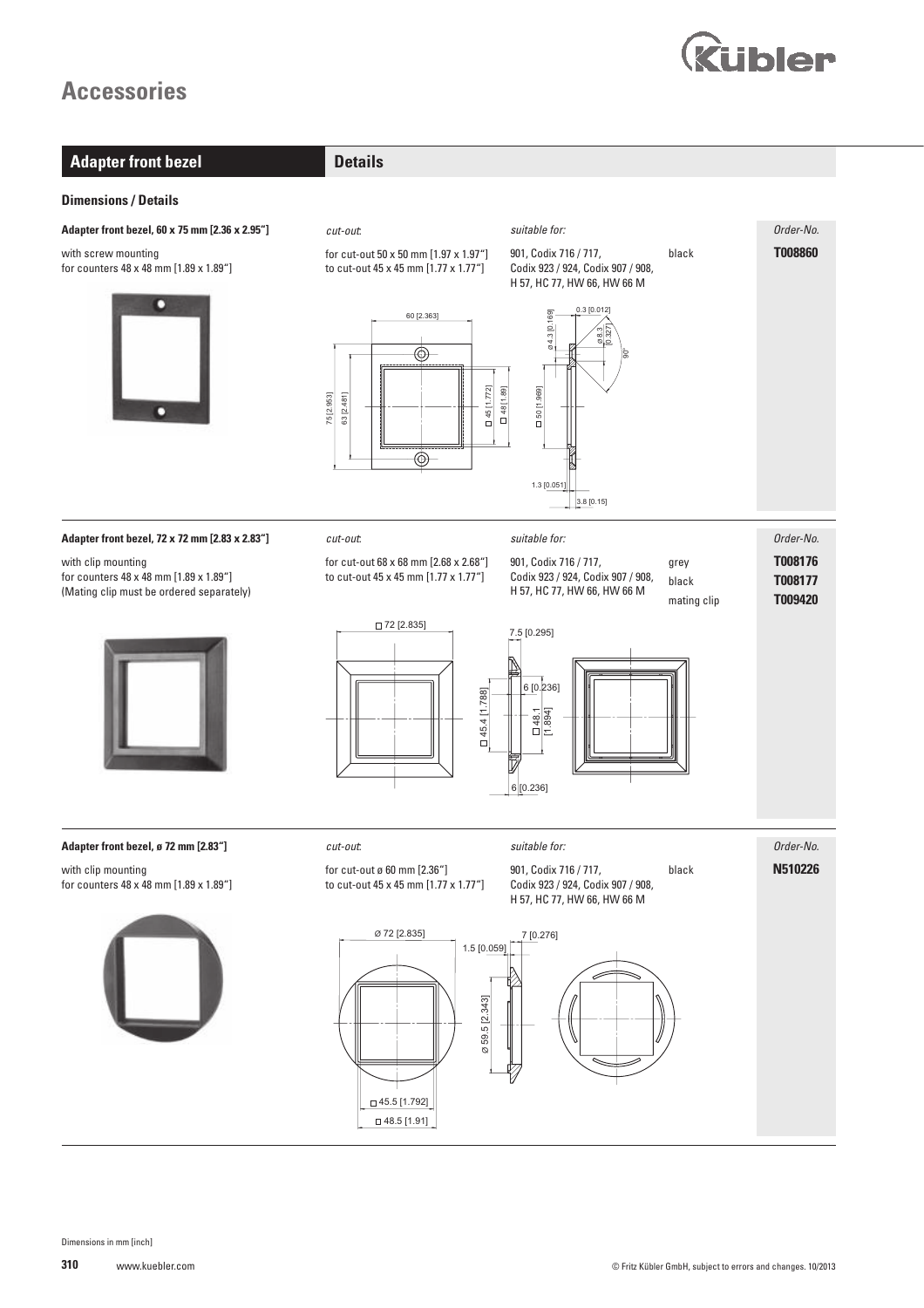# Accessories

## Adapter front bezel

## Details

### Dimensions / Details

**Adapter front bezel, 60 x 75 mm [2.36 x 2.95"]**

with screw mounting
for counters 48 x 48 mm [1.89 x 1.89"]

| cut-out: | suitable for: | | Order-No. |
|---|---|---|---|
| for cut-out 50 x 50 mm [1.97 x 1.97"] to cut-out 45 x 45 mm [1.77 x 1.77"] | 901, Codix 716 / 717, Codix 923 / 924, Codix 907 / 908, H 57, HC 77, HW 66, HW 66 M | black | **T008860** |

60 [2.363]
75 [2.953]
63 [2.481]
□ 45 [1.772]
□ 48 [1.89]
ø 4.3 [0.169]
0.3 [0.012]
ø 8.3 [0.327]
90°
□ 50 [1.969]
1.3 [0.051]
3.8 [0.15]

**Adapter front bezel, 72 x 72 mm [2.83 x 2.83"]**

with clip mounting
for counters 48 x 48 mm [1.89 x 1.89"]
(Mating clip must be ordered separately)

| cut-out: | suitable for: | | Order-No. |
|---|---|---|---|
| for cut-out 68 x 68 mm [2.68 x 2.68"] to cut-out 45 x 45 mm [1.77 x 1.77"] | 901, Codix 716 / 717, Codix 923 / 924, Codix 907 / 908, H 57, HC 77, HW 66, HW 66 M | grey | **T008176** |
| | | black | **T008177** |
| | | mating clip | **T009420** |

□ 72 [2.835]
7.5 [0.295]
6 [0.236]
□ 45.4 [1.788]
□ 48.1 [1.894]
6 [0.236]

**Adapter front bezel, ø 72 mm [2.83"]**

with clip mounting
for counters 48 x 48 mm [1.89 x 1.89"]

| cut-out: | suitable for: | | Order-No. |
|---|---|---|---|
| for cut-out ø 60 mm [2.36"] to cut-out 45 x 45 mm [1.77 x 1.77"] | 901, Codix 716 / 717, Codix 923 / 924, Codix 907 / 908, H 57, HC 77, HW 66, HW 66 M | black | **N510226** |

ø 72 [2.835]
1.5 [0.059]
7 [0.276]
ø 59.5 [2.343]
□ 45.5 [1.792]
□ 48.5 [1.91]

Dimensions in mm [inch]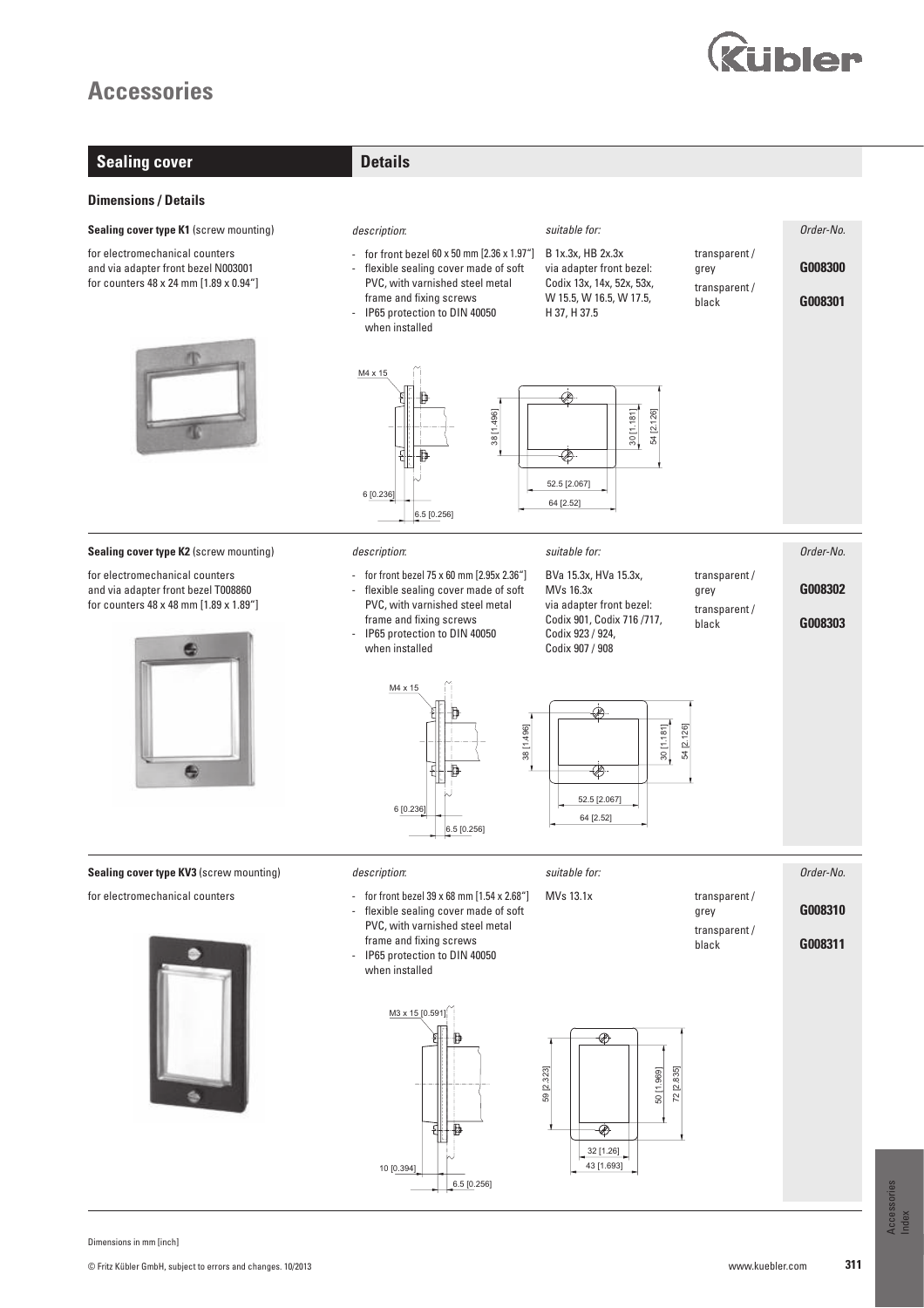# Accessories

## Sealing cover — Details

### Dimensions / Details

**Sealing cover type K1** (screw mounting)

for electromechanical counters and via adapter front bezel N003001 for counters 48 x 24 mm [1.89 x 0.94"]

| description: | suitable for: | | Order-No. |
|---|---|---|---|
| - for front bezel 60 x 50 mm [2.36 x 1.97"]<br>- flexible sealing cover made of soft PVC, with varnished steel metal frame and fixing screws<br>- IP65 protection to DIN 40050 when installed | B 1x.3x, HB 2x.3x<br>via adapter front bezel: Codix 13x, 14x, 52x, 53x, W 15.5, W 16.5, W 17.5, H 37, H 37.5 | transparent / grey | **G008300** |
| | | transparent / black | **G008301** |

M4 x 15
38 [1.496]
6 [0.236]
6.5 [0.256]
30 [1.181]
54 [2.126]
52.5 [2.067]
64 [2.52]

**Sealing cover type K2** (screw mounting)

for electromechanical counters and via adapter front bezel T008860 for counters 48 x 48 mm [1.89 x 1.89"]

| description: | suitable for: | | Order-No. |
|---|---|---|---|
| - for front bezel 75 x 60 mm [2.95x 2.36"]<br>- flexible sealing cover made of soft PVC, with varnished steel metal frame and fixing screws<br>- IP65 protection to DIN 40050 when installed | BVa 15.3x, HVa 15.3x, MVs 16.3x<br>via adapter front bezel: Codix 901, Codix 716 /717, Codix 923 / 924, Codix 907 / 908 | transparent / grey | **G008302** |
| | | transparent / black | **G008303** |

M4 x 15
38 [1.496]
6 [0.236]
6.5 [0.256]
30 [1.181]
54 [2.126]
52.5 [2.067]
64 [2.52]

**Sealing cover type KV3** (screw mounting)

for electromechanical counters

| description: | suitable for: | | Order-No. |
|---|---|---|---|
| - for front bezel 39 x 68 mm [1.54 x 2.68"]<br>- flexible sealing cover made of soft PVC, with varnished steel metal frame and fixing screws<br>- IP65 protection to DIN 40050 when installed | MVs 13.1x | transparent / grey | **G008310** |
| | | transparent / black | **G008311** |

M3 x 15 [0.591]
59 [2.323]
10 [0.394]
6.5 [0.256]
50 [1.969]
72 [2.835]
32 [1.26]
43 [1.693]

Dimensions in mm [inch]

© Fritz Kübler GmbH, subject to errors and changes. 10/2013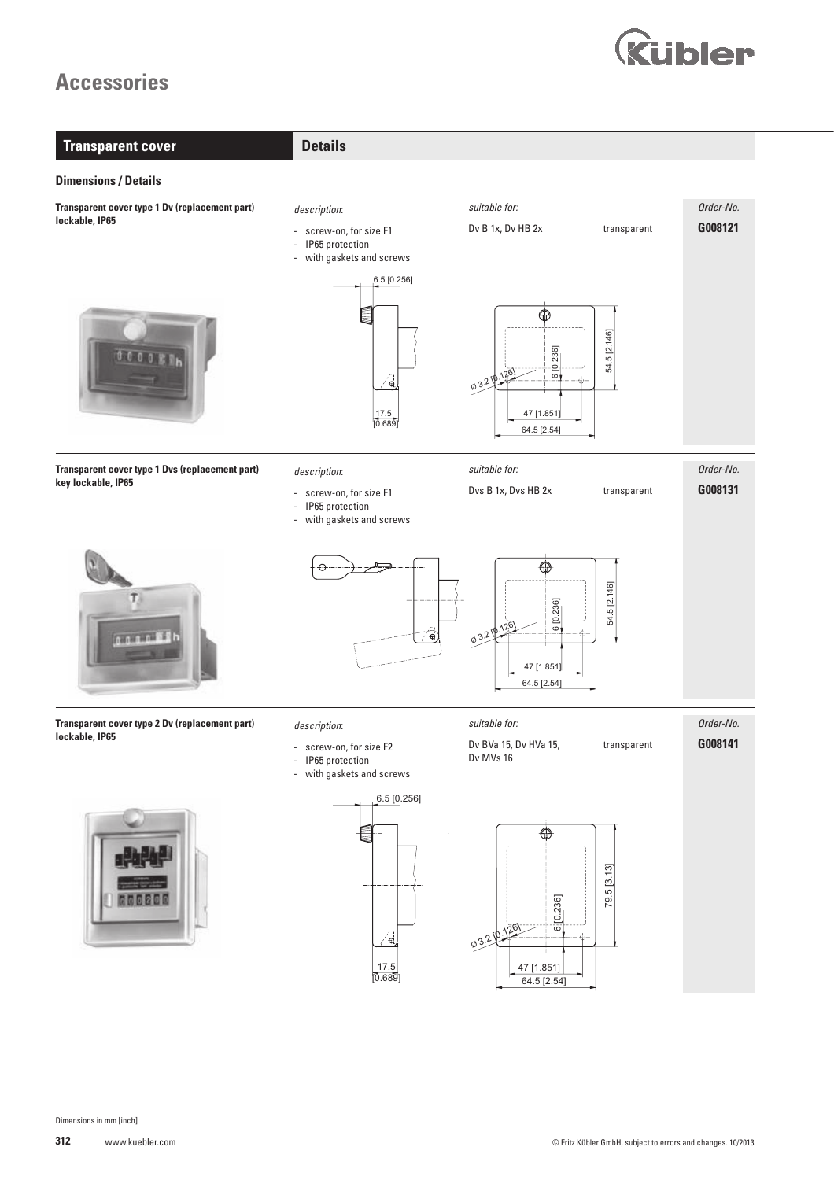# Accessories

## Transparent cover — Details

### Dimensions / Details

**Transparent cover type 1 Dv (replacement part) lockable, IP65**

*description*:
- screw-on, for size F1
- IP65 protection
- with gaskets and screws

*suitable for:* Dv B 1x, Dv HB 2x — transparent

*Order-No.* **G008121**

6.5 [0.256]
17.5 [0.689]
ø 3.2 [0.126]
6 [0.236]
54.5 [2.146]
47 [1.851]
64.5 [2.54]

**Transparent cover type 1 Dvs (replacement part) key lockable, IP65**

*description*:
- screw-on, for size F1
- IP65 protection
- with gaskets and screws

*suitable for:* Dvs B 1x, Dvs HB 2x — transparent

*Order-No.* **G008131**

ø 3.2 [0.126]
6 [0.236]
54.5 [2.146]
47 [1.851]
64.5 [2.54]

**Transparent cover type 2 Dv (replacement part) lockable, IP65**

*description*:
- screw-on, for size F2
- IP65 protection
- with gaskets and screws

*suitable for:* Dv BVa 15, Dv HVa 15, Dv MVs 16 — transparent

*Order-No.* **G008141**

6.5 [0.256]
17.5 [0.689]
ø 3.2 [0.126]
6 [0.236]
79.5 [3.13]
47 [1.851]
64.5 [2.54]

Dimensions in mm [inch]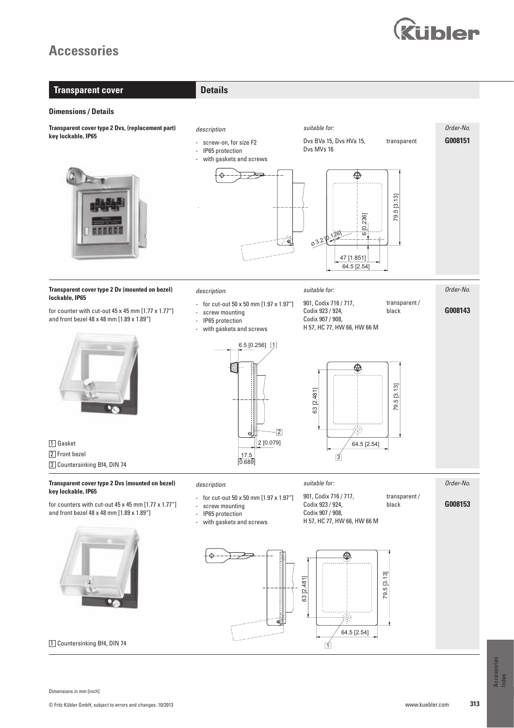# Accessories

## Transparent cover — Details

### Dimensions / Details

**Transparent cover type 2 Dvs, (replacement part) key lockable, IP65**

*description:*

- screw-on, for size F2
- IP65 protection
- with gaskets and screws

*suitable for:* Dvs BVa 15, Dvs HVa 15, Dvs MVs 16 — transparent

*Order-No.* **G008151**

ø 3.2 [0.126]
6 [0.236]
79.5 [3.13]
47 [1.851]
64.5 [2.54]

---

**Transparent cover type 2 Dv (mounted on bezel) lockable, IP65**

for counter with cut-out 45 x 45 mm [1.77 x 1.77"] and front bezel 48 x 48 mm [1.89 x 1.89"]

*description:*

- for cut-out 50 x 50 mm [1.97 x 1.97"]
- screw mounting
- IP65 protection
- with gaskets and screws

*suitable for:* 901, Codix 716 / 717, Codix 923 / 924, Codix 907 / 908, H 57, HC 77, HW 66, HW 66 M — transparent / black

*Order-No.* **G008143**

6.5 [0.256]
2 [0.079]
17.5 [0.689]
63 [2.481]
79.5 [3.13]
64.5 [2.54]

1 Gasket
2 Front bezel
3 Countersinking Bf4, DIN 74

---

**Transparent cover type 2 Dvs (mounted on bezel) key lockable, IP65**

for counters with cut-out 45 x 45 mm [1.77 x 1.77"] and front bezel 48 x 48 mm [1.89 x 1.89"]

*description:*

- for cut-out 50 x 50 mm [1.97 x 1.97"]
- screw mounting
- IP65 protection
- with gaskets and screws

*suitable for:* 901, Codix 716 / 717, Codix 923 / 924, Codix 907 / 908, H 57, HC 77, HW 66, HW 66 M — transparent / black

*Order-No.* **G008153**

63 [2.481]
79.5 [3.13]
64.5 [2.54]

1 Countersinking Bf4, DIN 74

Dimensions in mm [inch]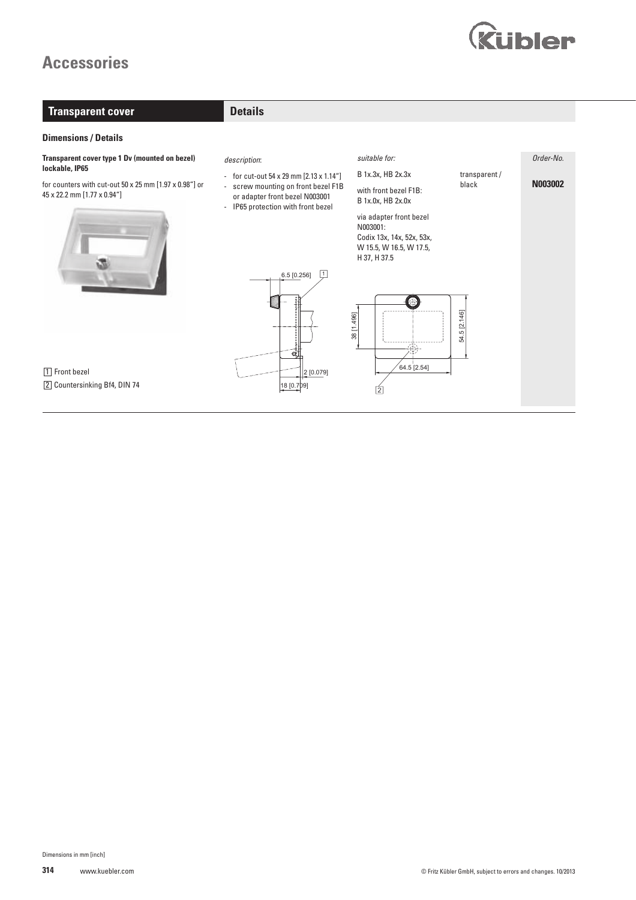# Accessories

## Transparent cover — Details

### Dimensions / Details

**Transparent cover type 1 Dv (mounted on bezel) lockable, IP65**

for counters with cut-out 50 x 25 mm [1.97 x 0.98"] or 45 x 22.2 mm [1.77 x 0.94"]

| *description:* | *suitable for:* | | *Order-No.* |
|---|---|---|---|
| - for cut-out 54 x 29 mm [2.13 x 1.14"]<br>- screw mounting on front bezel F1B or adapter front bezel N003001<br>- IP65 protection with front bezel | B 1x.3x, HB 2x.3x<br><br>with front bezel F1B:<br>B 1x.0x, HB 2x.0x<br><br>via adapter front bezel N003001:<br>Codix 13x, 14x, 52x, 53x, W 15.5, W 16.5, W 17.5, H 37, H 37.5 | transparent / black | **N003002** |

6.5 [0.256]  
2 [0.079]  
18 [0.709]  
38 [1.496]  
54.5 [2.146]  
64.5 [2.54]

1 Front bezel  
2 Countersinking Bf4, DIN 74

Dimensions in mm [inch]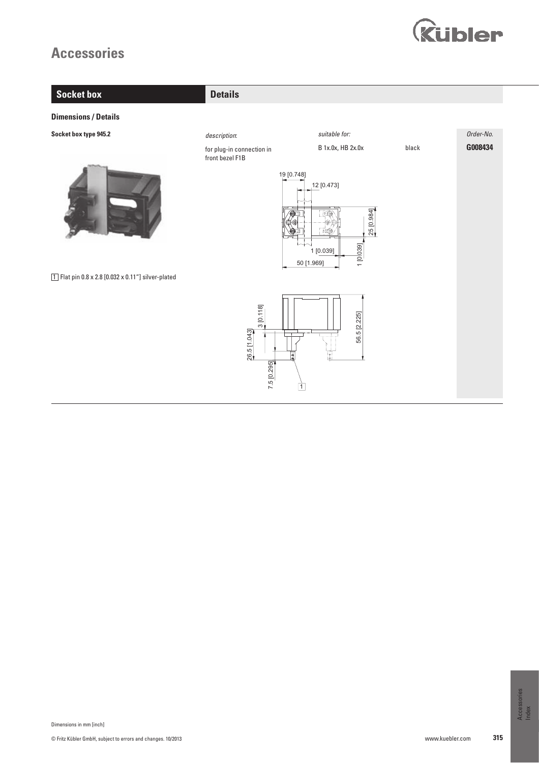# Accessories

## Socket box — Details

### Dimensions / Details

**Socket box type 945.2**

| *description:* | *suitable for:* | | *Order-No.* |
|---|---|---|---|
| for plug-in connection in front bezel F1B | B 1x.0x, HB 2x.0x | black | **G008434** |

1 Flat pin 0.8 x 2.8 [0.032 x 0.11"] silver-plated

Dimensions in mm [inch]

© Fritz Kübler GmbH, subject to errors and changes. 10/2013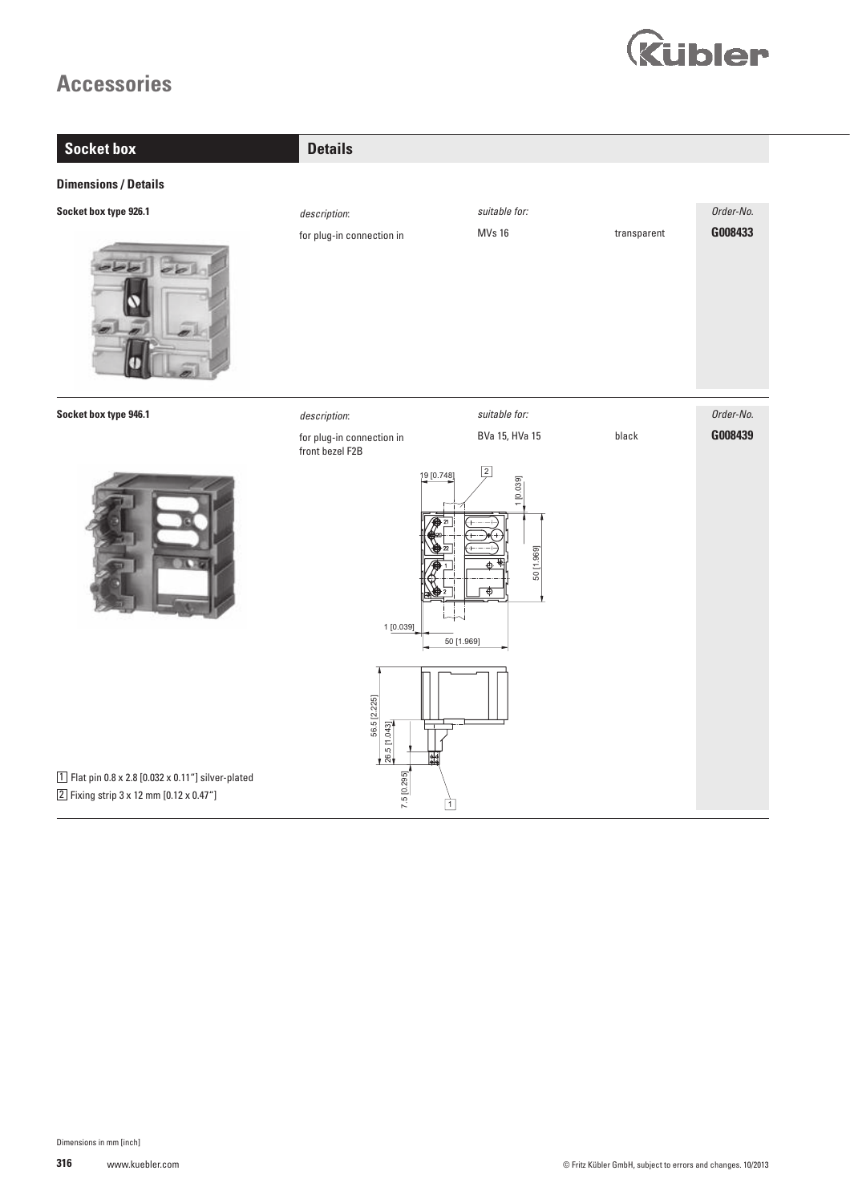# Accessories

## Socket box — Details

### Dimensions / Details

**Socket box type 926.1**

| *description:* | *suitable for:* | | *Order-No.* |
|---|---|---|---|
| for plug-in connection in | MVs 16 | transparent | **G008433** |

**Socket box type 946.1**

| *description:* | *suitable for:* | | *Order-No.* |
|---|---|---|---|
| for plug-in connection in front bezel F2B | BVa 15, HVa 15 | black | **G008439** |

1 Flat pin 0.8 x 2.8 [0.032 x 0.11"] silver-plated

2 Fixing strip 3 x 12 mm [0.12 x 0.47"]

Dimensions in mm [inch]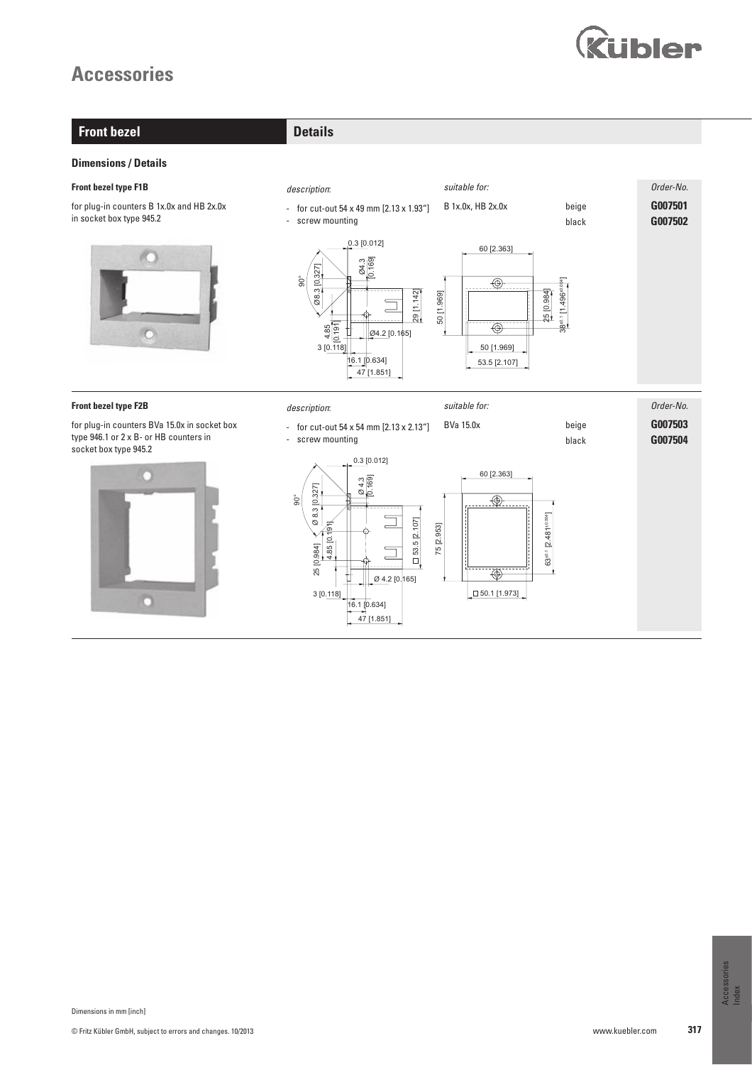# Accessories

## Front bezel

## Details

### Dimensions / Details

**Front bezel type F1B**

for plug-in counters B 1x.0x and HB 2x.0x in socket box type 945.2

*description*:
- for cut-out 54 x 49 mm [2.13 x 1.93"]
- screw mounting

*suitable for:* B 1x.0x, HB 2x.0x

| Color | *Order-No.* |
|---|---|
| beige | **G007501** |
| black | **G007502** |

0.3 [0.012]
90°
Ø8.3 [0.327]
Ø4.3 [0.169]
29 [1.142]
4.85 [0.191]
Ø4.2 [0.165]
3 [0.118]
16.1 [0.634]
47 [1.851]
60 [2.363]
50 [1.969]
25 [0.984]
38+0.1 [1.496+0.004]
50 [1.969]
53.5 [2.107]

**Front bezel type F2B**

for plug-in counters BVa 15.0x in socket box type 946.1 or 2 x B- or HB counters in socket box type 945.2

*description*:
- for cut-out 54 x 54 mm [2.13 x 2.13"]
- screw mounting

*suitable for:* BVa 15.0x

| Color | *Order-No.* |
|---|---|
| beige | **G007503** |
| black | **G007504** |

0.3 [0.012]
90°
Ø 8.3 [0.327]
Ø 4.3 [0.169]
25 [0.984]
4.85 [0.191]
□ 53.5 [2.107]
Ø 4.2 [0.165]
3 [0.118]
16.1 [0.634]
47 [1.851]
60 [2.363]
75 [2.953]
63+0.1 [2.481+0.004]
□ 50.1 [1.973]

Dimensions in mm [inch]

© Fritz Kübler GmbH, subject to errors and changes. 10/2013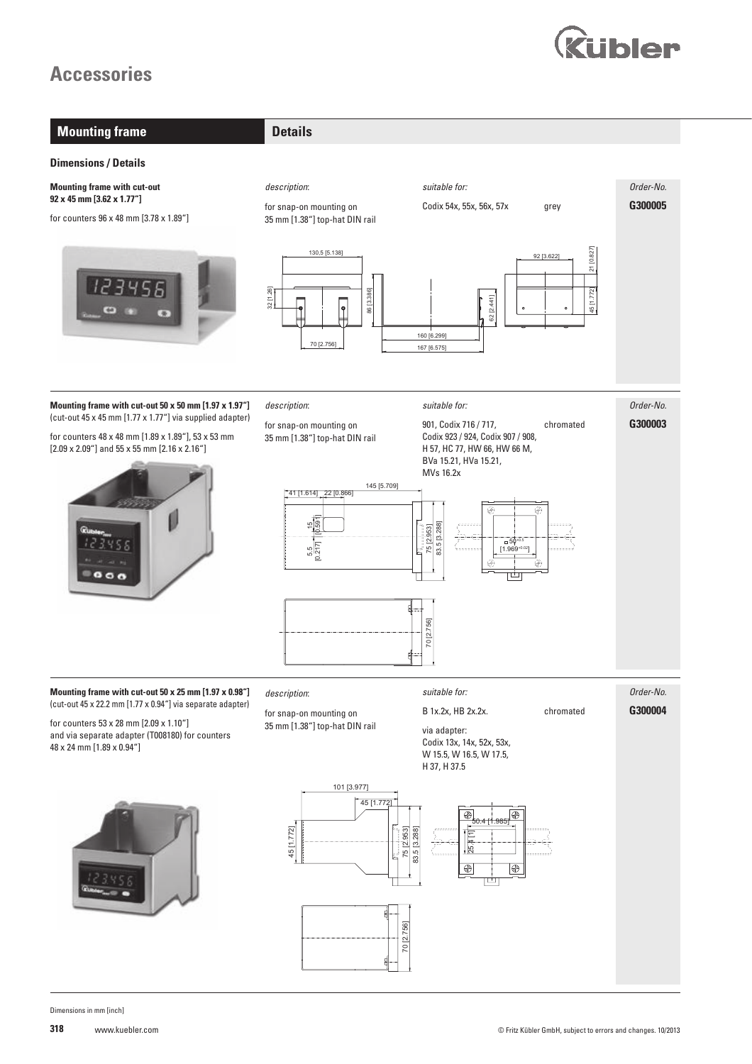# Accessories

## Mounting frame | Details

### Dimensions / Details

**Mounting frame with cut-out 92 x 45 mm [3.62 x 1.77"]**

for counters 96 x 48 mm [3.78 x 1.89"]

*description:*
for snap-on mounting on 35 mm [1.38"] top-hat DIN rail

*suitable for:*
Codix 54x, 55x, 56x, 57x — grey

*Order-No.*
**G300005**

130,5 [5.138]
32 [1.26]
70 [2.756]
86 [3.386]
62 [2.441]
160 [6.299]
167 [6.575]
92 [3.622]
21 [0.827]
45 [1.772]

---

**Mounting frame with cut-out 50 x 50 mm [1.97 x 1.97"]**
(cut-out 45 x 45 mm [1.77 x 1.77"] via supplied adapter)

for counters 48 x 48 mm [1.89 x 1.89"], 53 x 53 mm [2.09 x 2.09"] and 55 x 55 mm [2.16 x 2.16"]

*description:*
for snap-on mounting on 35 mm [1.38"] top-hat DIN rail

*suitable for:*
901, Codix 716 / 717, Codix 923 / 924, Codix 907 / 908, H 57, HC 77, HW 66, HW 66 M, BVa 15.21, HVa 15.21, MVs 16.2x — chromated

*Order-No.*
**G300003**

145 [5.709]
41 [1.614]
22 [0.866]
15 [0.591]
5.5 [0.217]
75 [2.953]
83.5 [3.288]
50+0.5 [1.969+0.02]
70 [2.756]

---

**Mounting frame with cut-out 50 x 25 mm [1.97 x 0.98"]**
(cut-out 45 x 22.2 mm [1.77 x 0.94"] via separate adapter)

for counters 53 x 28 mm [2.09 x 1.10"] and via separate adapter (T008180) for counters 48 x 24 mm [1.89 x 0.94"]

*description:*
for snap-on mounting on 35 mm [1.38"] top-hat DIN rail

*suitable for:*
B 1x.2x, HB 2x.2x. — chromated

via adapter:
Codix 13x, 14x, 52x, 53x, W 15.5, W 16.5, W 17.5, H 37, H 37.5

*Order-No.*
**G300004**

101 [3.977]
45 [1.772]
45 [1.772]
75 [2.953]
83.5 [3.288]
50.4 [1.985]
25.4 [1]
70 [2.756]

---

Dimensions in mm [inch]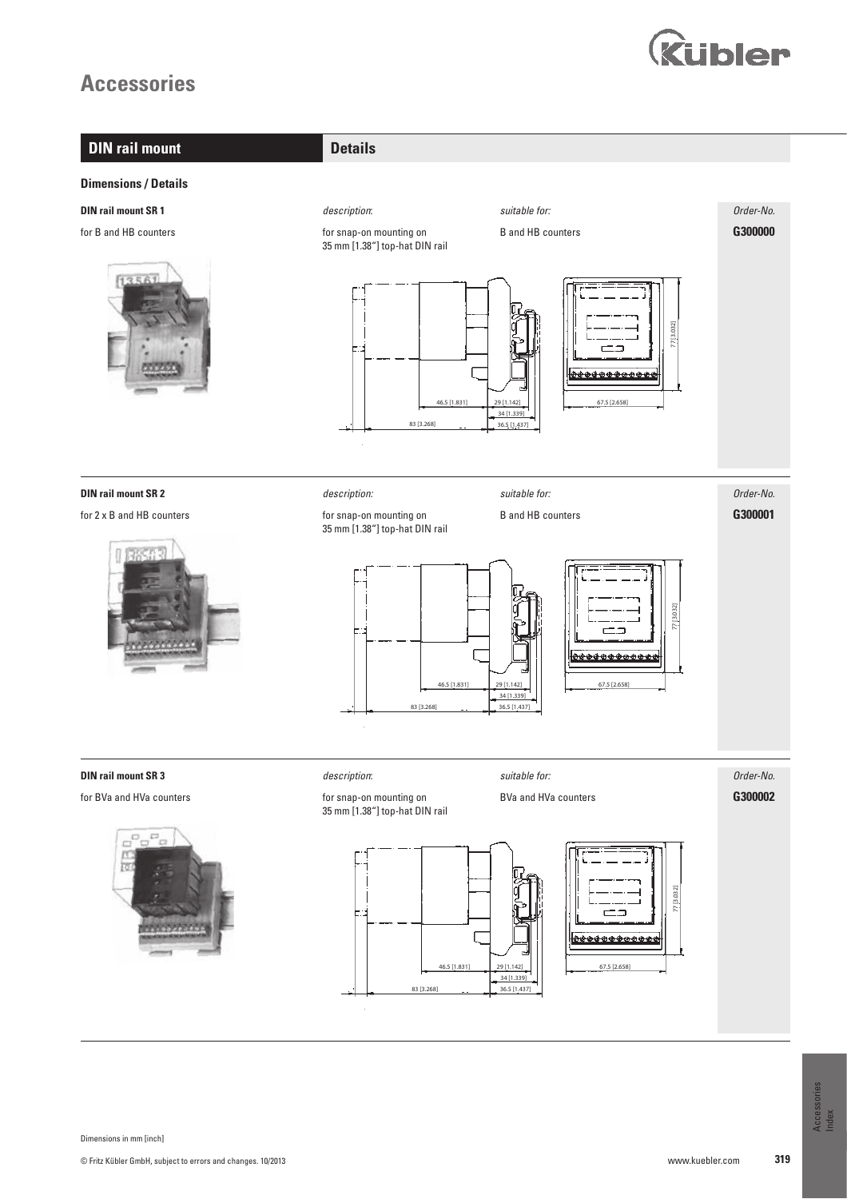# Accessories

## DIN rail mount

### Details

#### Dimensions / Details

**DIN rail mount SR 1**

for B and HB counters

*description*:

for snap-on mounting on 35 mm [1.38"] top-hat DIN rail

*suitable for:*

B and HB counters

*Order-No.*

**G300000**

46.5 [1.831]
29 [1.142]
34 [1.339]
36.5 [1.437]
83 [3.268]
67.5 [2.658]
77 [3.032]

**DIN rail mount SR 2**

for 2 x B and HB counters

*description:*

for snap-on mounting on 35 mm [1.38"] top-hat DIN rail

*suitable for:*

B and HB counters

*Order-No.*

**G300001**

46.5 [1.831]
29 [1.142]
34 [1.339]
36.5 [1.437]
83 [3.268]
67.5 [2.658]
77 [3.032]

**DIN rail mount SR 3**

for BVa and HVa counters

*description*:

for snap-on mounting on 35 mm [1.38"] top-hat DIN rail

*suitable for:*

BVa and HVa counters

*Order-No.*

**G300002**

46.5 [1.831]
29 [1.142]
34 [1.339]
36.5 [1.437]
83 [3.268]
67.5 [2.658]
77 [3.032]

Dimensions in mm [inch]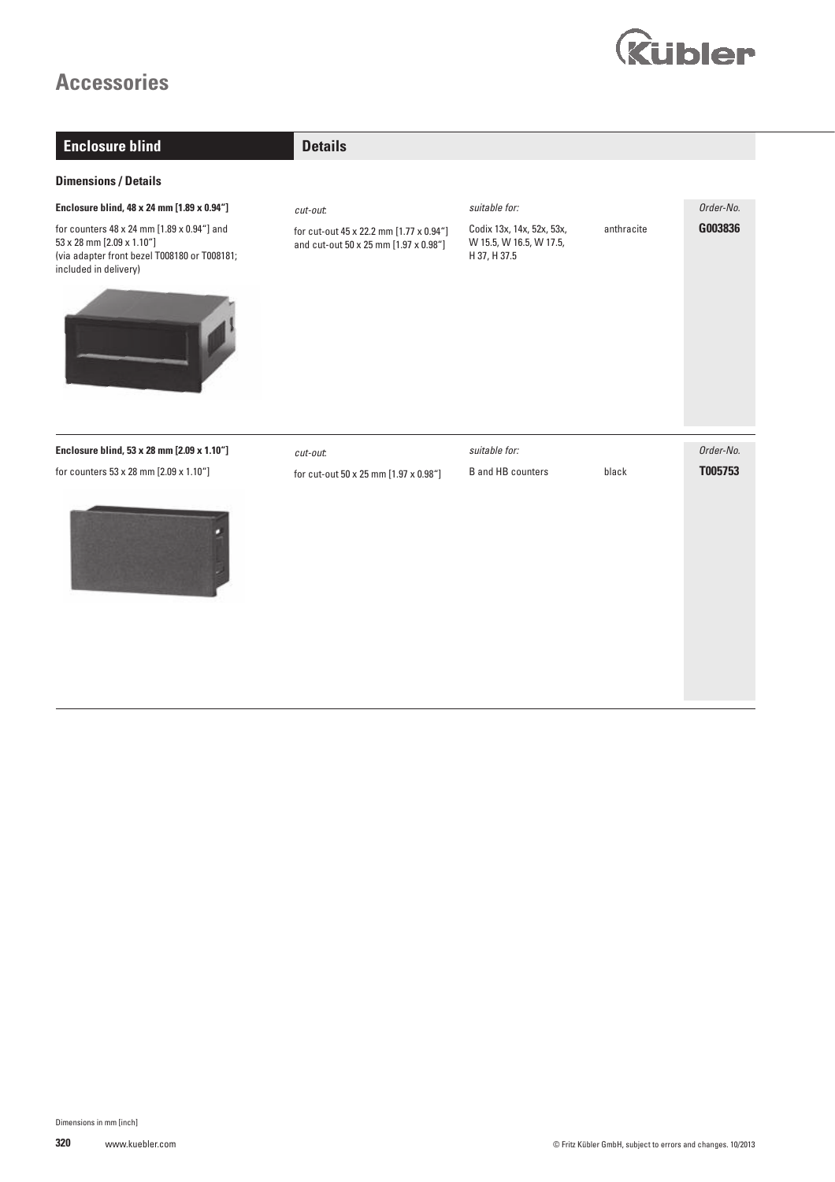# Accessories

## Enclosure blind

### Details

#### Dimensions / Details

| | cut-out: | suitable for: | | Order-No. |
|---|---|---|---|---|
| **Enclosure blind, 48 x 24 mm [1.89 x 0.94"]**<br>for counters 48 x 24 mm [1.89 x 0.94"] and 53 x 28 mm [2.09 x 1.10"]<br>(via adapter front bezel T008180 or T008181; included in delivery) | for cut-out 45 x 22.2 mm [1.77 x 0.94"] and cut-out 50 x 25 mm [1.97 x 0.98"] | Codix 13x, 14x, 52x, 53x, W 15.5, W 16.5, W 17.5, H 37, H 37.5 | anthracite | **G003836** |
| **Enclosure blind, 53 x 28 mm [2.09 x 1.10"]**<br>for counters 53 x 28 mm [2.09 x 1.10"] | for cut-out 50 x 25 mm [1.97 x 0.98"] | B and HB counters | black | **T005753** |

Dimensions in mm [inch]

© Fritz Kübler GmbH, subject to errors and changes. 10/2013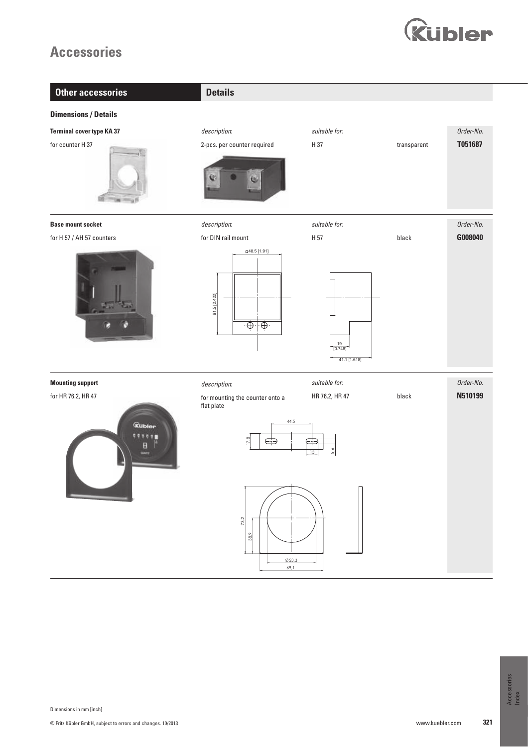# Accessories

## Other accessories — Details

### Dimensions / Details

| | description: | suitable for: | | Order-No. |
|---|---|---|---|---|
| **Terminal cover type KA 37** | | | | |
| for counter H 37 | 2-pcs. per counter required | H 37 | transparent | **T051687** |
| **Base mount socket** | | | | |
| for H 57 / AH 57 counters | for DIN rail mount | H 57 | black | **G008040** |
| **Mounting support** | | | | |
| for HR 76.2, HR 47 | for mounting the counter onto a flat plate | HR 76.2, HR 47 | black | **N510199** |

□48.5 [1.91]
61.5 [2.422]
19 [0.748]
41.1 [1.618]

44,5
17,8
13
5,6
73,2
38,9
∅53,3
69,1

Dimensions in mm [inch]

© Fritz Kübler GmbH, subject to errors and changes. 10/2013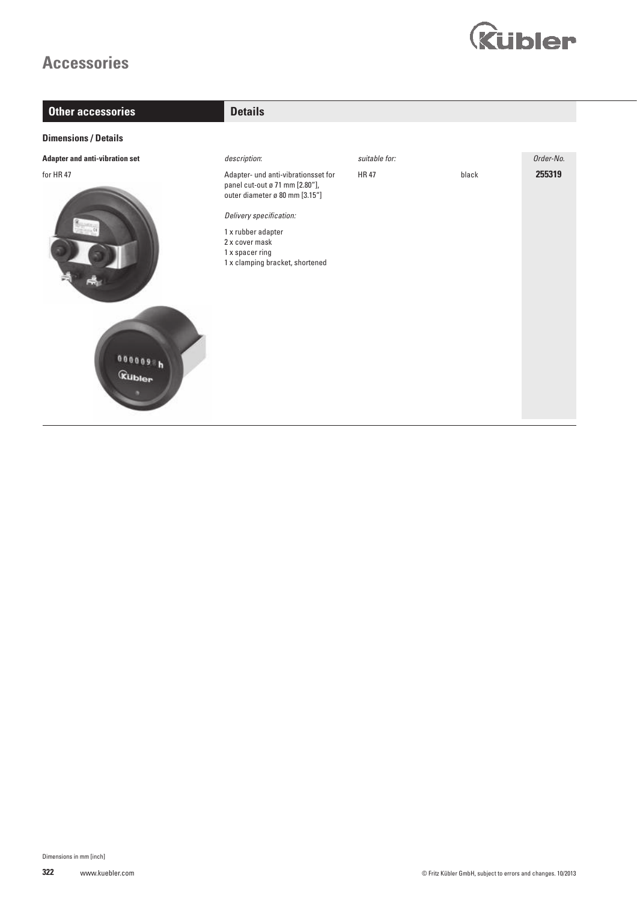# Accessories

## Other accessories | Details

### Dimensions / Details

| **Adapter and anti-vibration set** | *description:* | *suitable for:* | | *Order-No.* |
|---|---|---|---|---|
| for HR 47 | Adapter- und anti-vibrationsset for panel cut-out ø 71 mm [2.80"], outer diameter ø 80 mm [3.15"] | HR 47 | black | **255319** |

*Delivery specification:*

1 x rubber adapter
2 x cover mask
1 x spacer ring
1 x clamping bracket, shortened

Dimensions in mm [inch]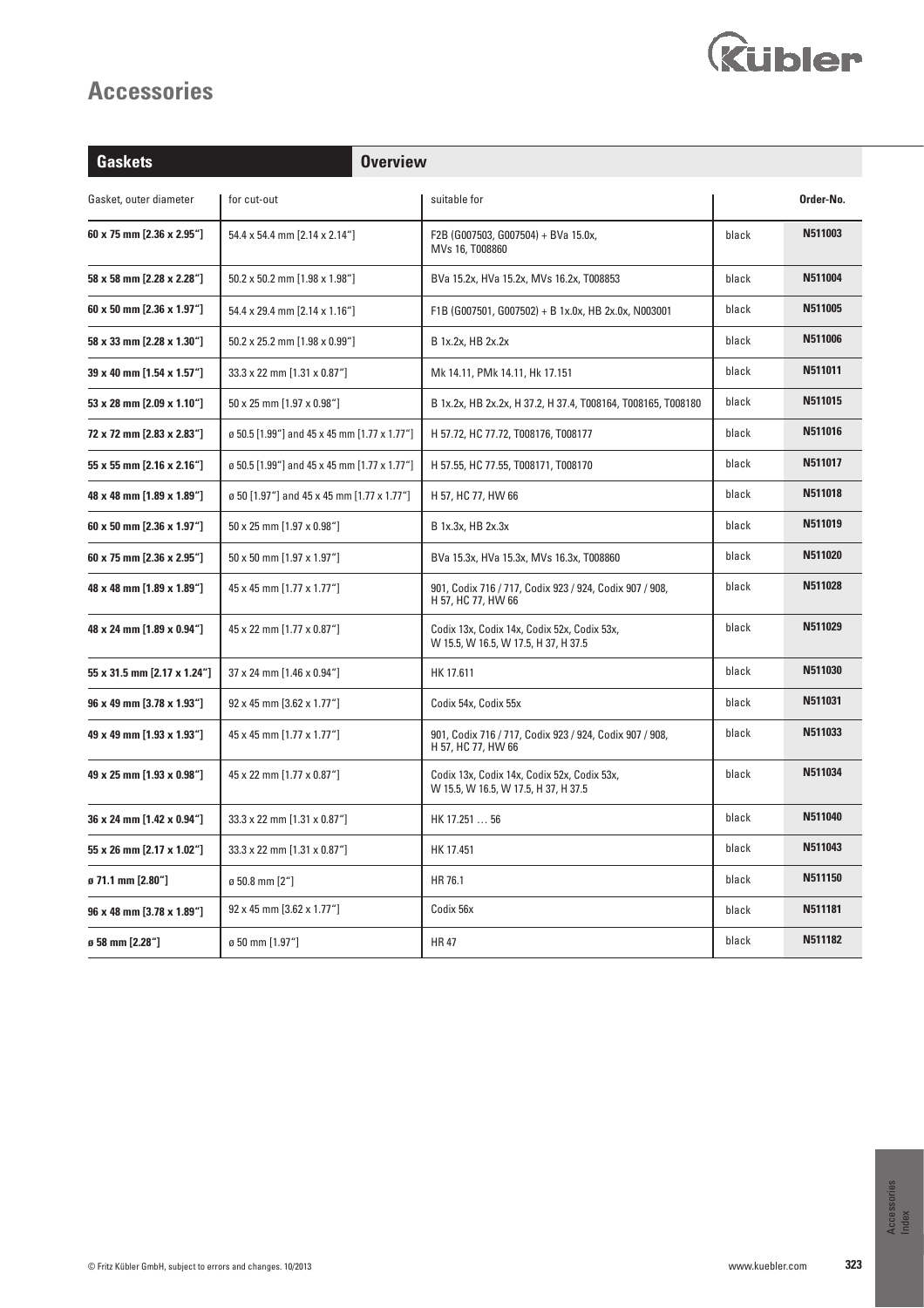# Accessories

## Gaskets

### Overview

| Gasket, outer diameter | for cut-out | suitable for | | Order-No. |
|---|---|---|---|---|
| **60 x 75 mm [2.36 x 2.95"]** | 54.4 x 54.4 mm [2.14 x 2.14"] | F2B (G007503, G007504) + BVa 15.0x, MVs 16, T008860 | black | **N511003** |
| **58 x 58 mm [2.28 x 2.28"]** | 50.2 x 50.2 mm [1.98 x 1.98"] | BVa 15.2x, HVa 15.2x, MVs 16.2x, T008853 | black | **N511004** |
| **60 x 50 mm [2.36 x 1.97"]** | 54.4 x 29.4 mm [2.14 x 1.16"] | F1B (G007501, G007502) + B 1x.0x, HB 2x.0x, N003001 | black | **N511005** |
| **58 x 33 mm [2.28 x 1.30"]** | 50.2 x 25.2 mm [1.98 x 0.99"] | B 1x.2x, HB 2x.2x | black | **N511006** |
| **39 x 40 mm [1.54 x 1.57"]** | 33.3 x 22 mm [1.31 x 0.87"] | Mk 14.11, PMk 14.11, Hk 17.151 | black | **N511011** |
| **53 x 28 mm [2.09 x 1.10"]** | 50 x 25 mm [1.97 x 0.98"] | B 1x.2x, HB 2x.2x, H 37.2, H 37.4, T008164, T008165, T008180 | black | **N511015** |
| **72 x 72 mm [2.83 x 2.83"]** | ø 50.5 [1.99"] and 45 x 45 mm [1.77 x 1.77"] | H 57.72, HC 77.72, T008176, T008177 | black | **N511016** |
| **55 x 55 mm [2.16 x 2.16"]** | ø 50.5 [1.99"] and 45 x 45 mm [1.77 x 1.77"] | H 57.55, HC 77.55, T008171, T008170 | black | **N511017** |
| **48 x 48 mm [1.89 x 1.89"]** | ø 50 [1.97"] and 45 x 45 mm [1.77 x 1.77"] | H 57, HC 77, HW 66 | black | **N511018** |
| **60 x 50 mm [2.36 x 1.97"]** | 50 x 25 mm [1.97 x 0.98"] | B 1x.3x, HB 2x.3x | black | **N511019** |
| **60 x 75 mm [2.36 x 2.95"]** | 50 x 50 mm [1.97 x 1.97"] | BVa 15.3x, HVa 15.3x, MVs 16.3x, T008860 | black | **N511020** |
| **48 x 48 mm [1.89 x 1.89"]** | 45 x 45 mm [1.77 x 1.77"] | 901, Codix 716 / 717, Codix 923 / 924, Codix 907 / 908, H 57, HC 77, HW 66 | black | **N511028** |
| **48 x 24 mm [1.89 x 0.94"]** | 45 x 22 mm [1.77 x 0.87"] | Codix 13x, Codix 14x, Codix 52x, Codix 53x, W 15.5, W 16.5, W 17.5, H 37, H 37.5 | black | **N511029** |
| **55 x 31.5 mm [2.17 x 1.24"]** | 37 x 24 mm [1.46 x 0.94"] | HK 17.611 | black | **N511030** |
| **96 x 49 mm [3.78 x 1.93"]** | 92 x 45 mm [3.62 x 1.77"] | Codix 54x, Codix 55x | black | **N511031** |
| **49 x 49 mm [1.93 x 1.93"]** | 45 x 45 mm [1.77 x 1.77"] | 901, Codix 716 / 717, Codix 923 / 924, Codix 907 / 908, H 57, HC 77, HW 66 | black | **N511033** |
| **49 x 25 mm [1.93 x 0.98"]** | 45 x 22 mm [1.77 x 0.87"] | Codix 13x, Codix 14x, Codix 52x, Codix 53x, W 15.5, W 16.5, W 17.5, H 37, H 37.5 | black | **N511034** |
| **36 x 24 mm [1.42 x 0.94"]** | 33.3 x 22 mm [1.31 x 0.87"] | HK 17.251 … 56 | black | **N511040** |
| **55 x 26 mm [2.17 x 1.02"]** | 33.3 x 22 mm [1.31 x 0.87"] | HK 17.451 | black | **N511043** |
| **ø 71.1 mm [2.80"]** | ø 50.8 mm [2"] | HR 76.1 | black | **N511150** |
| **96 x 48 mm [3.78 x 1.89"]** | 92 x 45 mm [3.62 x 1.77"] | Codix 56x | black | **N511181** |
| **ø 58 mm [2.28"]** | ø 50 mm [1.97"] | HR 47 | black | **N511182** |

© Fritz Kübler GmbH, subject to errors and changes. 10/2013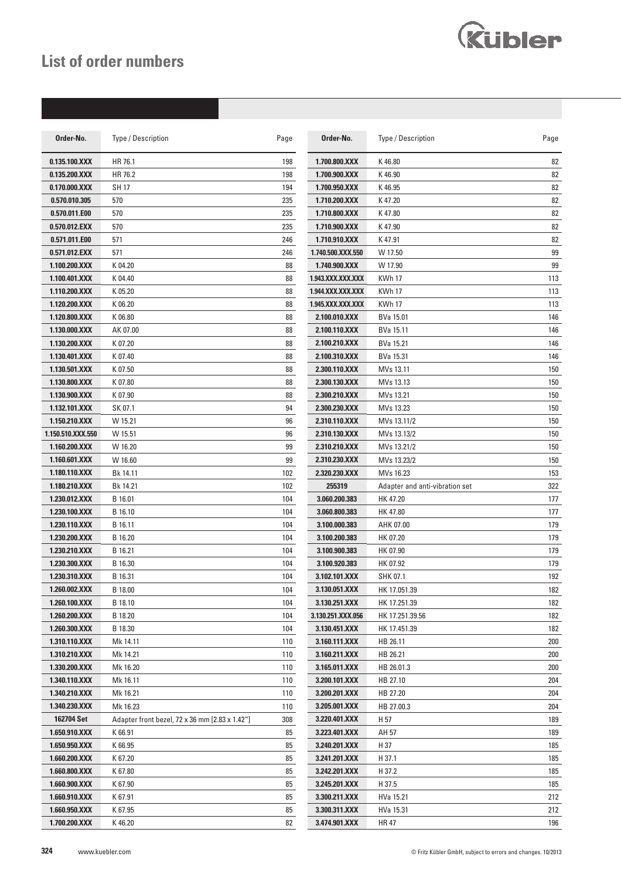# List of order numbers

| Order-No. | Type / Description | Page |
|---|---|---|
| 0.135.100.XXX | HR 76.1 | 198 |
| 0.135.200.XXX | HR 76.2 | 198 |
| 0.170.000.XXX | SH 17 | 194 |
| 0.570.010.305 | 570 | 235 |
| 0.570.011.E00 | 570 | 235 |
| 0.570.012.EXX | 570 | 235 |
| 0.571.011.E00 | 571 | 246 |
| 0.571.012.EXX | 571 | 246 |
| 1.100.200.XXX | K 04.20 | 88 |
| 1.100.401.XXX | K 04.40 | 88 |
| 1.110.200.XXX | K 05.20 | 88 |
| 1.120.200.XXX | K 06.20 | 88 |
| 1.120.800.XXX | K 06.80 | 88 |
| 1.130.000.XXX | AK 07.00 | 88 |
| 1.130.200.XXX | K 07.20 | 88 |
| 1.130.401.XXX | K 07.40 | 88 |
| 1.130.501.XXX | K 07.50 | 88 |
| 1.130.800.XXX | K 07.80 | 88 |
| 1.130.900.XXX | K 07.90 | 88 |
| 1.132.101.XXX | SK 07.1 | 94 |
| 1.150.210.XXX | W 15.21 | 96 |
| 1.150.510.XXX.550 | W 15.51 | 96 |
| 1.160.200.XXX | W 16.20 | 99 |
| 1.160.601.XXX | W 16.60 | 99 |
| 1.180.110.XXX | Bk 14.11 | 102 |
| 1.180.210.XXX | Bk 14.21 | 102 |
| 1.230.012.XXX | B 16.01 | 104 |
| 1.230.100.XXX | B 16.10 | 104 |
| 1.230.110.XXX | B 16.11 | 104 |
| 1.230.200.XXX | B 16.20 | 104 |
| 1.230.210.XXX | B 16.21 | 104 |
| 1.230.300.XXX | B 16.30 | 104 |
| 1.230.310.XXX | B 16.31 | 104 |
| 1.260.002.XXX | B 18.00 | 104 |
| 1.260.100.XXX | B 18.10 | 104 |
| 1.260.200.XXX | B 18.20 | 104 |
| 1.260.300.XXX | B 18.30 | 104 |
| 1.310.110.XXX | Mk 14.11 | 110 |
| 1.310.210.XXX | Mk 14.21 | 110 |
| 1.330.200.XXX | Mk 16.20 | 110 |
| 1.340.110.XXX | Mk 16.11 | 110 |
| 1.340.210.XXX | Mk 16.21 | 110 |
| 1.340.230.XXX | Mk 16.23 | 110 |
| 162704 Set | Adapter front bezel, 72 x 36 mm [2.83 x 1.42"] | 308 |
| 1.650.910.XXX | K 66.91 | 85 |
| 1.650.950.XXX | K 66.95 | 85 |
| 1.660.200.XXX | K 67.20 | 85 |
| 1.660.800.XXX | K 67.80 | 85 |
| 1.660.900.XXX | K 67.90 | 85 |
| 1.660.910.XXX | K 67.91 | 85 |
| 1.660.950.XXX | K 67.95 | 85 |
| 1.700.200.XXX | K 46.20 | 82 |
| 1.700.800.XXX | K 46.80 | 82 |
| 1.700.900.XXX | K 46.90 | 82 |
| 1.700.950.XXX | K 46.95 | 82 |
| 1.710.200.XXX | K 47.20 | 82 |
| 1.710.800.XXX | K 47.80 | 82 |
| 1.710.900.XXX | K 47.90 | 82 |
| 1.710.910.XXX | K 47.91 | 82 |
| 1.740.500.XXX.550 | W 17.50 | 99 |
| 1.740.900.XXX | W 17.90 | 99 |
| 1.943.XXX.XXX.XXX | KWh 17 | 113 |
| 1.944.XXX.XXX.XXX | KWh 17 | 113 |
| 1.945.XXX.XXX.XXX | KWh 17 | 113 |
| 2.100.010.XXX | BVa 15.01 | 146 |
| 2.100.110.XXX | BVa 15.11 | 146 |
| 2.100.210.XXX | BVa 15.21 | 146 |
| 2.100.310.XXX | BVa 15.31 | 146 |
| 2.300.110.XXX | MVs 13.11 | 150 |
| 2.300.130.XXX | MVs 13.13 | 150 |
| 2.300.210.XXX | MVs 13.21 | 150 |
| 2.300.230.XXX | MVs 13.23 | 150 |
| 2.310.110.XXX | MVs 13.11/2 | 150 |
| 2.310.130.XXX | MVs 13.13/2 | 150 |
| 2.310.210.XXX | MVs 13.21/2 | 150 |
| 2.310.230.XXX | MVs 13.23/2 | 150 |
| 2.320.230.XXX | MVs 16.23 | 153 |
| 255319 | Adapter and anti-vibration set | 322 |
| 3.060.200.383 | HK 47.20 | 177 |
| 3.060.800.383 | HK 47.80 | 177 |
| 3.100.000.383 | AHK 07.00 | 179 |
| 3.100.200.383 | HK 07.20 | 179 |
| 3.100.900.383 | HK 07.90 | 179 |
| 3.100.920.383 | HK 07.92 | 179 |
| 3.102.101.XXX | SHK 07.1 | 192 |
| 3.130.051.XXX | HK 17.051.39 | 182 |
| 3.130.251.XXX | HK 17.251.39 | 182 |
| 3.130.251.XXX.056 | HK 17.251.39.56 | 182 |
| 3.130.451.XXX | HK 17.451.39 | 182 |
| 3.160.111.XXX | HB 26.11 | 200 |
| 3.160.211.XXX | HB 26.21 | 200 |
| 3.165.011.XXX | HB 26.01.3 | 200 |
| 3.200.101.XXX | HB 27.10 | 204 |
| 3.200.201.XXX | HB 27.20 | 204 |
| 3.205.001.XXX | HB 27.00.3 | 204 |
| 3.220.401.XXX | H 57 | 189 |
| 3.223.401.XXX | AH 57 | 189 |
| 3.240.201.XXX | H 37 | 185 |
| 3.241.201.XXX | H 37.1 | 185 |
| 3.242.201.XXX | H 37.2 | 185 |
| 3.245.201.XXX | H 37.5 | 185 |
| 3.300.211.XXX | HVa 15.21 | 212 |
| 3.300.311.XXX | HVa 15.31 | 212 |
| 3.474.901.XXX | HR 47 | 196 |

www.kuebler.com

© Fritz Kübler GmbH, subject to errors and changes. 10/2013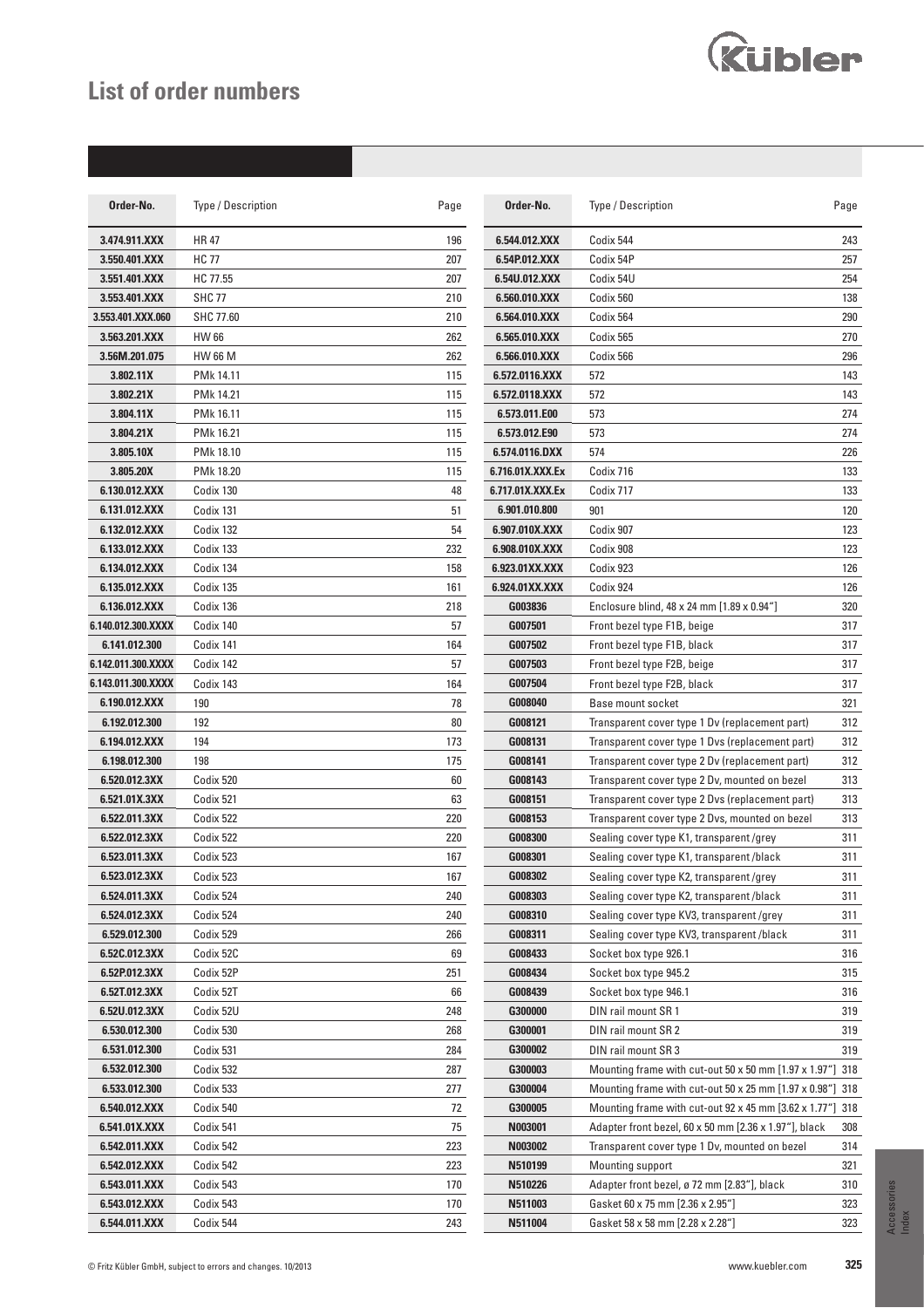# List of order numbers

| Order-No. | Type / Description | Page |
|---|---|---|
| 3.474.911.XXX | HR 47 | 196 |
| 3.550.401.XXX | HC 77 | 207 |
| 3.551.401.XXX | HC 77.55 | 207 |
| 3.553.401.XXX | SHC 77 | 210 |
| 3.553.401.XXX.060 | SHC 77.60 | 210 |
| 3.563.201.XXX | HW 66 | 262 |
| 3.56M.201.075 | HW 66 M | 262 |
| 3.802.11X | PMk 14.11 | 115 |
| 3.802.21X | PMk 14.21 | 115 |
| 3.804.11X | PMk 16.11 | 115 |
| 3.804.21X | PMk 16.21 | 115 |
| 3.805.10X | PMk 18.10 | 115 |
| 3.805.20X | PMk 18.20 | 115 |
| 6.130.012.XXX | Codix 130 | 48 |
| 6.131.012.XXX | Codix 131 | 51 |
| 6.132.012.XXX | Codix 132 | 54 |
| 6.133.012.XXX | Codix 133 | 232 |
| 6.134.012.XXX | Codix 134 | 158 |
| 6.135.012.XXX | Codix 135 | 161 |
| 6.136.012.XXX | Codix 136 | 218 |
| 6.140.012.300.XXXX | Codix 140 | 57 |
| 6.141.012.300 | Codix 141 | 164 |
| 6.142.011.300.XXXX | Codix 142 | 57 |
| 6.143.011.300.XXXX | Codix 143 | 164 |
| 6.190.012.XXX | 190 | 78 |
| 6.192.012.300 | 192 | 80 |
| 6.194.012.XXX | 194 | 173 |
| 6.198.012.300 | 198 | 175 |
| 6.520.012.3XX | Codix 520 | 60 |
| 6.521.01X.3XX | Codix 521 | 63 |
| 6.522.011.3XX | Codix 522 | 220 |
| 6.522.012.3XX | Codix 522 | 220 |
| 6.523.011.3XX | Codix 523 | 167 |
| 6.523.012.3XX | Codix 523 | 167 |
| 6.524.011.3XX | Codix 524 | 240 |
| 6.524.012.3XX | Codix 524 | 240 |
| 6.529.012.300 | Codix 529 | 266 |
| 6.52C.012.3XX | Codix 52C | 69 |
| 6.52P.012.3XX | Codix 52P | 251 |
| 6.52T.012.3XX | Codix 52T | 66 |
| 6.52U.012.3XX | Codix 52U | 248 |
| 6.530.012.300 | Codix 530 | 268 |
| 6.531.012.300 | Codix 531 | 284 |
| 6.532.012.300 | Codix 532 | 287 |
| 6.533.012.300 | Codix 533 | 277 |
| 6.540.012.XXX | Codix 540 | 72 |
| 6.541.01X.XXX | Codix 541 | 75 |
| 6.542.011.XXX | Codix 542 | 223 |
| 6.542.012.XXX | Codix 542 | 223 |
| 6.543.011.XXX | Codix 543 | 170 |
| 6.543.012.XXX | Codix 543 | 170 |
| 6.544.011.XXX | Codix 544 | 243 |
| 6.544.012.XXX | Codix 544 | 243 |
| 6.54P.012.XXX | Codix 54P | 257 |
| 6.54U.012.XXX | Codix 54U | 254 |
| 6.560.010.XXX | Codix 560 | 138 |
| 6.564.010.XXX | Codix 564 | 290 |
| 6.565.010.XXX | Codix 565 | 270 |
| 6.566.010.XXX | Codix 566 | 296 |
| 6.572.0116.XXX | 572 | 143 |
| 6.572.0118.XXX | 572 | 143 |
| 6.573.011.E00 | 573 | 274 |
| 6.573.012.E90 | 573 | 274 |
| 6.574.0116.DXX | 574 | 226 |
| 6.716.01X.XXX.Ex | Codix 716 | 133 |
| 6.717.01X.XXX.Ex | Codix 717 | 133 |
| 6.901.010.800 | 901 | 120 |
| 6.907.010X.XXX | Codix 907 | 123 |
| 6.908.010X.XXX | Codix 908 | 123 |
| 6.923.01XX.XXX | Codix 923 | 126 |
| 6.924.01XX.XXX | Codix 924 | 126 |
| G003836 | Enclosure blind, 48 x 24 mm [1.89 x 0.94"] | 320 |
| G007501 | Front bezel type F1B, beige | 317 |
| G007502 | Front bezel type F1B, black | 317 |
| G007503 | Front bezel type F2B, beige | 317 |
| G007504 | Front bezel type F2B, black | 317 |
| G008040 | Base mount socket | 321 |
| G008121 | Transparent cover type 1 Dv (replacement part) | 312 |
| G008131 | Transparent cover type 1 Dvs (replacement part) | 312 |
| G008141 | Transparent cover type 2 Dv (replacement part) | 312 |
| G008143 | Transparent cover type 2 Dv, mounted on bezel | 313 |
| G008151 | Transparent cover type 2 Dvs (replacement part) | 313 |
| G008153 | Transparent cover type 2 Dvs, mounted on bezel | 313 |
| G008300 | Sealing cover type K1, transparent /grey | 311 |
| G008301 | Sealing cover type K1, transparent /black | 311 |
| G008302 | Sealing cover type K2, transparent /grey | 311 |
| G008303 | Sealing cover type K2, transparent /black | 311 |
| G008310 | Sealing cover type KV3, transparent /grey | 311 |
| G008311 | Sealing cover type KV3, transparent /black | 311 |
| G008433 | Socket box type 926.1 | 316 |
| G008434 | Socket box type 945.2 | 315 |
| G008439 | Socket box type 946.1 | 316 |
| G300000 | DIN rail mount SR 1 | 319 |
| G300001 | DIN rail mount SR 2 | 319 |
| G300002 | DIN rail mount SR 3 | 319 |
| G300003 | Mounting frame with cut-out 50 x 50 mm [1.97 x 1.97"] | 318 |
| G300004 | Mounting frame with cut-out 50 x 25 mm [1.97 x 0.98"] | 318 |
| G300005 | Mounting frame with cut-out 92 x 45 mm [3.62 x 1.77"] | 318 |
| N003001 | Adapter front bezel, 60 x 50 mm [2.36 x 1.97"], black | 308 |
| N003002 | Transparent cover type 1 Dv, mounted on bezel | 314 |
| N510199 | Mounting support | 321 |
| N510226 | Adapter front bezel, ø 72 mm [2.83"], black | 310 |
| N511003 | Gasket 60 x 75 mm [2.36 x 2.95"] | 323 |
| N511004 | Gasket 58 x 58 mm [2.28 x 2.28"] | 323 |

© Fritz Kübler GmbH, subject to errors and changes. 10/2013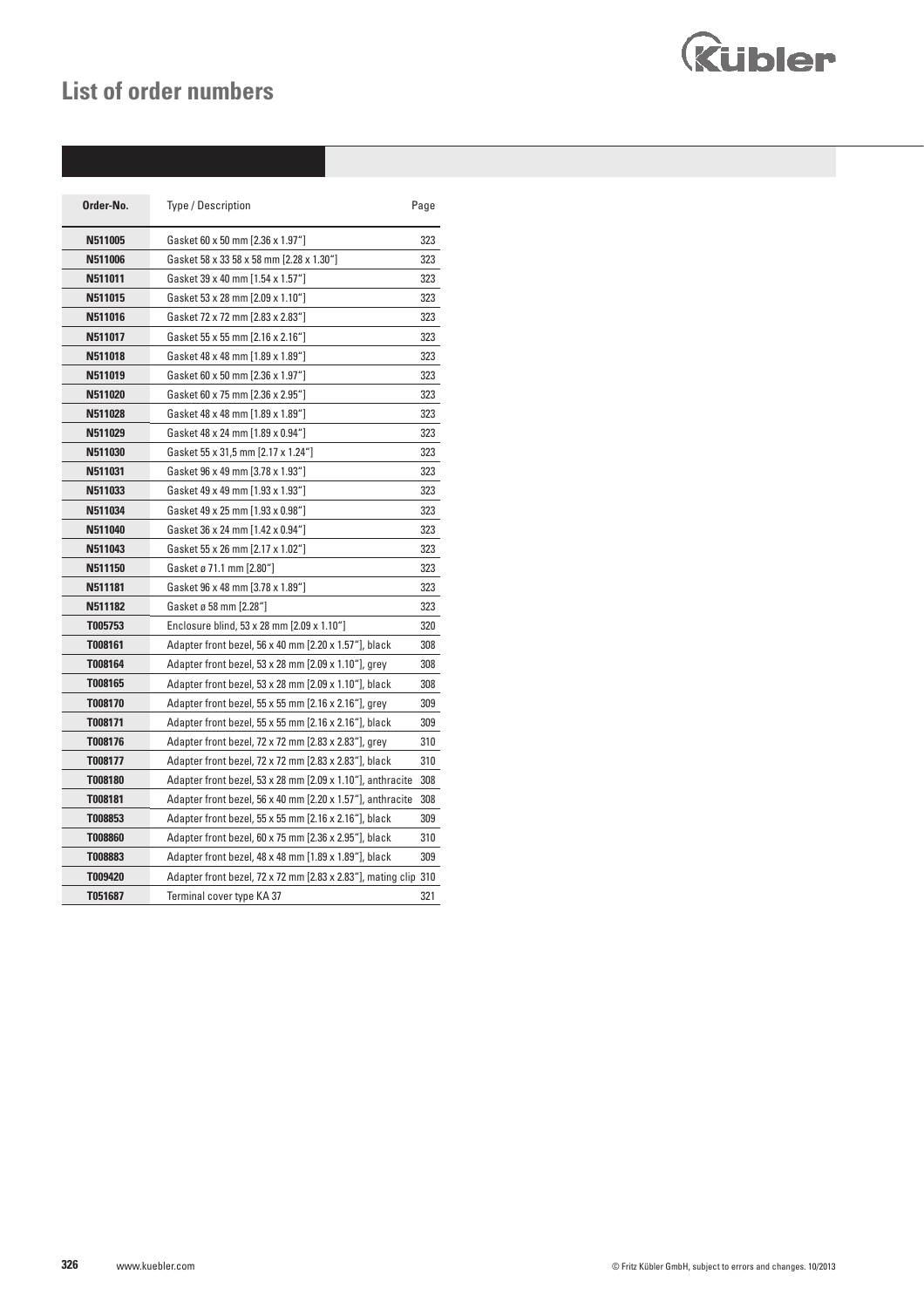# List of order numbers

| Order-No. | Type / Description | Page |
|---|---|---|
| N511005 | Gasket 60 x 50 mm [2.36 x 1.97"] | 323 |
| N511006 | Gasket 58 x 33 58 x 58 mm [2.28 x 1.30"] | 323 |
| N511011 | Gasket 39 x 40 mm [1.54 x 1.57"] | 323 |
| N511015 | Gasket 53 x 28 mm [2.09 x 1.10"] | 323 |
| N511016 | Gasket 72 x 72 mm [2.83 x 2.83"] | 323 |
| N511017 | Gasket 55 x 55 mm [2.16 x 2.16"] | 323 |
| N511018 | Gasket 48 x 48 mm [1.89 x 1.89"] | 323 |
| N511019 | Gasket 60 x 50 mm [2.36 x 1.97"] | 323 |
| N511020 | Gasket 60 x 75 mm [2.36 x 2.95"] | 323 |
| N511028 | Gasket 48 x 48 mm [1.89 x 1.89"] | 323 |
| N511029 | Gasket 48 x 24 mm [1.89 x 0.94"] | 323 |
| N511030 | Gasket 55 x 31,5 mm [2.17 x 1.24"] | 323 |
| N511031 | Gasket 96 x 49 mm [3.78 x 1.93"] | 323 |
| N511033 | Gasket 49 x 49 mm [1.93 x 1.93"] | 323 |
| N511034 | Gasket 49 x 25 mm [1.93 x 0.98"] | 323 |
| N511040 | Gasket 36 x 24 mm [1.42 x 0.94"] | 323 |
| N511043 | Gasket 55 x 26 mm [2.17 x 1.02"] | 323 |
| N511150 | Gasket ø 71.1 mm [2.80"] | 323 |
| N511181 | Gasket 96 x 48 mm [3.78 x 1.89"] | 323 |
| N511182 | Gasket ø 58 mm [2.28"] | 323 |
| T005753 | Enclosure blind, 53 x 28 mm [2.09 x 1.10"] | 320 |
| T008161 | Adapter front bezel, 56 x 40 mm [2.20 x 1.57"], black | 308 |
| T008164 | Adapter front bezel, 53 x 28 mm [2.09 x 1.10"], grey | 308 |
| T008165 | Adapter front bezel, 53 x 28 mm [2.09 x 1.10"], black | 308 |
| T008170 | Adapter front bezel, 55 x 55 mm [2.16 x 2.16"], grey | 309 |
| T008171 | Adapter front bezel, 55 x 55 mm [2.16 x 2.16"], black | 309 |
| T008176 | Adapter front bezel, 72 x 72 mm [2.83 x 2.83"], grey | 310 |
| T008177 | Adapter front bezel, 72 x 72 mm [2.83 x 2.83"], black | 310 |
| T008180 | Adapter front bezel, 53 x 28 mm [2.09 x 1.10"], anthracite | 308 |
| T008181 | Adapter front bezel, 56 x 40 mm [2.20 x 1.57"], anthracite | 308 |
| T008853 | Adapter front bezel, 55 x 55 mm [2.16 x 2.16"], black | 309 |
| T008860 | Adapter front bezel, 60 x 75 mm [2.36 x 2.95"], black | 310 |
| T008883 | Adapter front bezel, 48 x 48 mm [1.89 x 1.89"], black | 309 |
| T009420 | Adapter front bezel, 72 x 72 mm [2.83 x 2.83"], mating clip | 310 |
| T051687 | Terminal cover type KA 37 | 321 |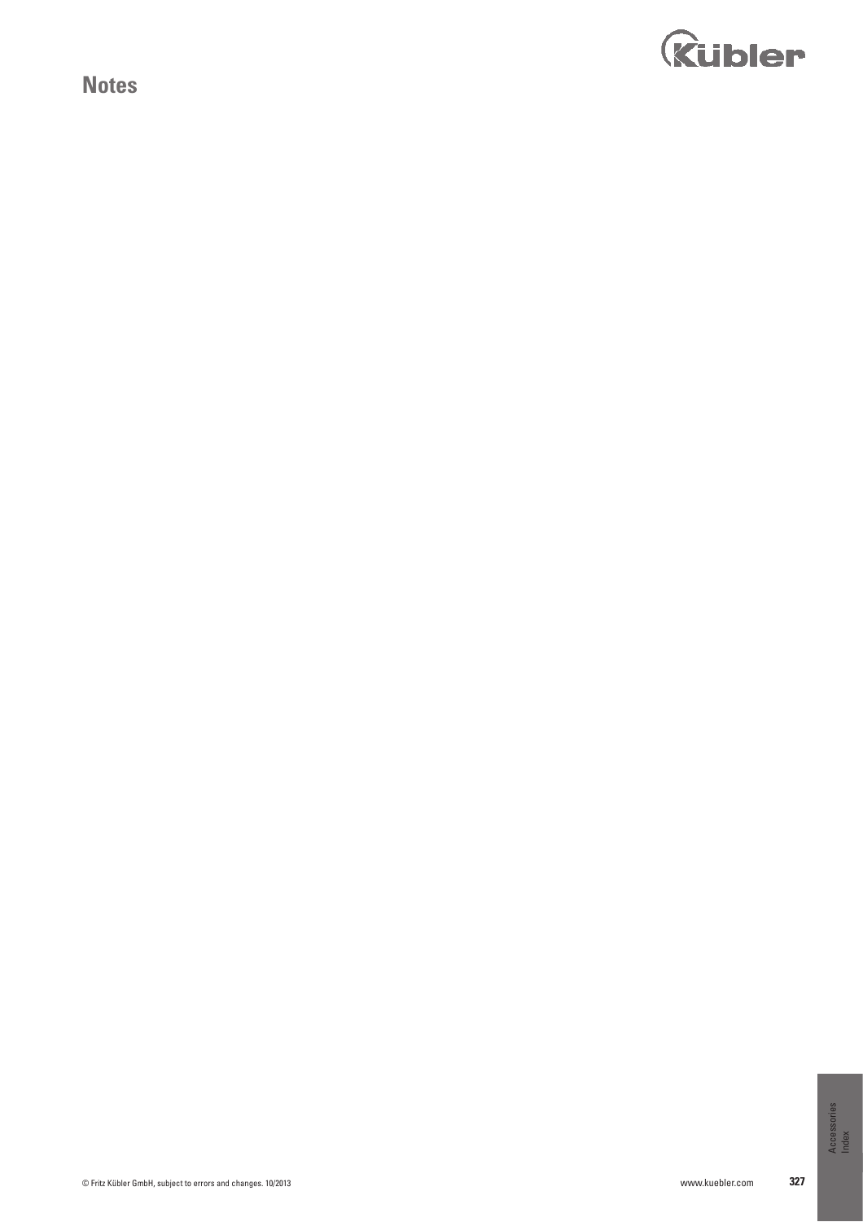# Notes